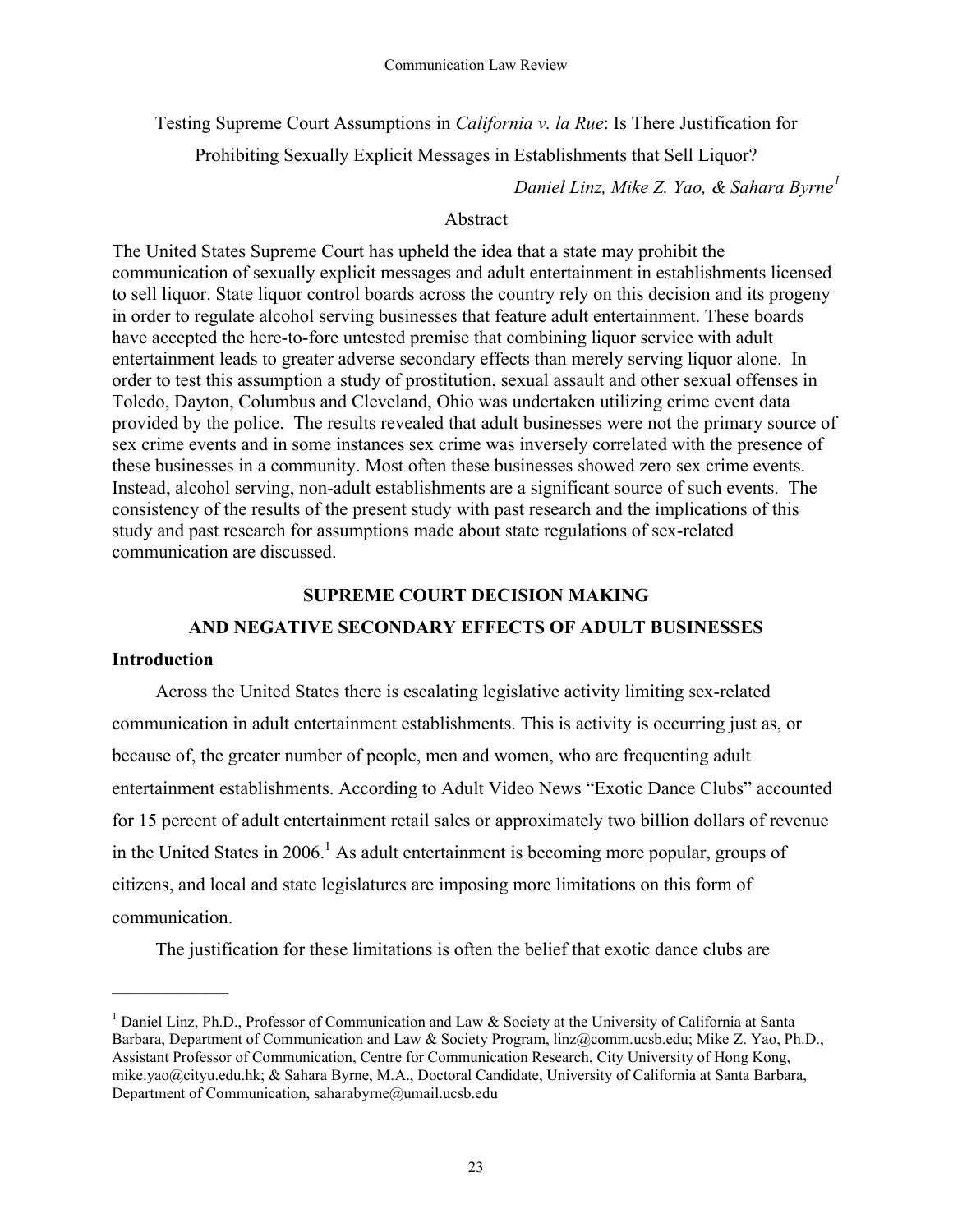Testing Supreme Court Assumptions in *California v. la Rue*: Is There Justification for Prohibiting Sexually Explicit Messages in Establishments that Sell Liquor?

*Daniel Linz, Mike Z. Yao, & Sahara Byrne*[1]

## Abstract

The United States Supreme Court has upheld the idea that a state may prohibit the communication of sexually explicit messages and adult entertainment in establishments licensed to sell liquor. State liquor control boards across the country rely on this decision and its progeny in order to regulate alcohol serving businesses that feature adult entertainment. These boards have accepted the here-to-fore untested premise that combining liquor service with adult entertainment leads to greater adverse secondary effects than merely serving liquor alone. In order to test this assumption a study of prostitution, sexual assault and other sexual offenses in Toledo, Dayton, Columbus and Cleveland, Ohio was undertaken utilizing crime event data provided by the police. The results revealed that adult businesses were not the primary source of sex crime events and in some instances sex crime was inversely correlated with the presence of these businesses in a community. Most often these businesses showed zero sex crime events. Instead, alcohol serving, non-adult establishments are a significant source of such events. The consistency of the results of the present study with past research and the implications of this study and past research for assumptions made about state regulations of sex-related communication are discussed.

## SUPREME COURT DECISION MAKING AND NEGATIVE SECONDARY EFFECTS OF ADULT BUSINESSES

### Introduction

Across the United States there is escalating legislative activity limiting sex-related communication in adult entertainment establishments. This is activity is occurring just as, or because of, the greater number of people, men and women, who are frequenting adult entertainment establishments. According to Adult Video News "Exotic Dance Clubs" accounted for 15 percent of adult entertainment retail sales or approximately two billion dollars of revenue in the United States in 2006.[1] As adult entertainment is becoming more popular, groups of citizens, and local and state legislatures are imposing more limitations on this form of communication.

The justification for these limitations is often the belief that exotic dance clubs are

---

[1] Daniel Linz, Ph.D., Professor of Communication and Law & Society at the University of California at Santa Barbara, Department of Communication and Law & Society Program, linz@comm.ucsb.edu; Mike Z. Yao, Ph.D., Assistant Professor of Communication, Centre for Communication Research, City University of Hong Kong, mike.yao@cityu.edu.hk; & Sahara Byrne, M.A., Doctoral Candidate, University of California at Santa Barbara, Department of Communication, saharabyrne@umail.ucsb.edu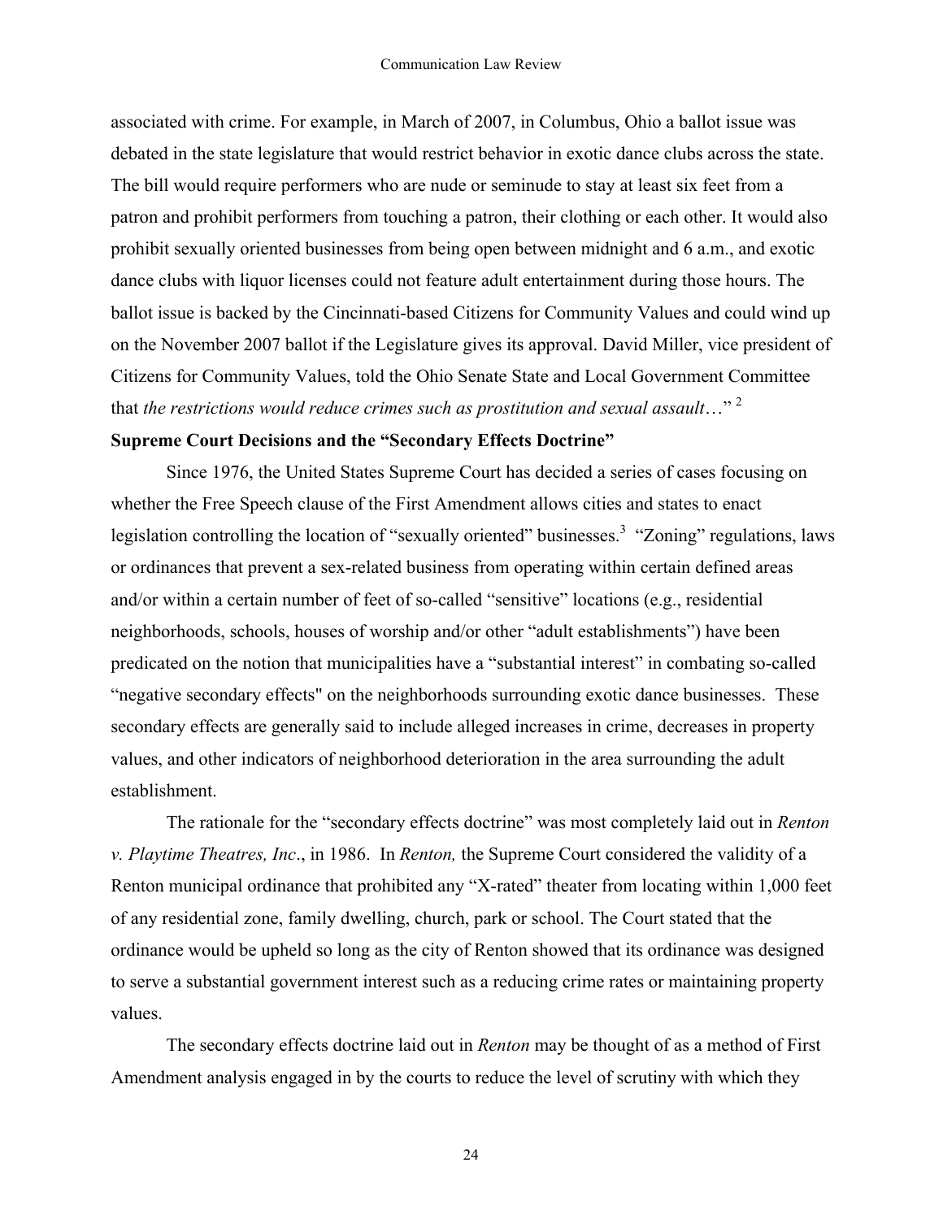associated with crime. For example, in March of 2007, in Columbus, Ohio a ballot issue was debated in the state legislature that would restrict behavior in exotic dance clubs across the state. The bill would require performers who are nude or seminude to stay at least six feet from a patron and prohibit performers from touching a patron, their clothing or each other. It would also prohibit sexually oriented businesses from being open between midnight and 6 a.m., and exotic dance clubs with liquor licenses could not feature adult entertainment during those hours. The ballot issue is backed by the Cincinnati-based Citizens for Community Values and could wind up on the November 2007 ballot if the Legislature gives its approval. David Miller, vice president of Citizens for Community Values, told the Ohio Senate State and Local Government Committee that *the restrictions would reduce crimes such as prostitution and sexual assault*…" [2]

**Supreme Court Decisions and the "Secondary Effects Doctrine"**

Since 1976, the United States Supreme Court has decided a series of cases focusing on whether the Free Speech clause of the First Amendment allows cities and states to enact legislation controlling the location of "sexually oriented" businesses.[3] "Zoning" regulations, laws or ordinances that prevent a sex-related business from operating within certain defined areas and/or within a certain number of feet of so-called "sensitive" locations (e.g., residential neighborhoods, schools, houses of worship and/or other "adult establishments") have been predicated on the notion that municipalities have a "substantial interest" in combating so-called "negative secondary effects" on the neighborhoods surrounding exotic dance businesses. These secondary effects are generally said to include alleged increases in crime, decreases in property values, and other indicators of neighborhood deterioration in the area surrounding the adult establishment.

The rationale for the "secondary effects doctrine" was most completely laid out in *Renton v. Playtime Theatres, Inc*., in 1986. In *Renton,* the Supreme Court considered the validity of a Renton municipal ordinance that prohibited any "X-rated" theater from locating within 1,000 feet of any residential zone, family dwelling, church, park or school. The Court stated that the ordinance would be upheld so long as the city of Renton showed that its ordinance was designed to serve a substantial government interest such as a reducing crime rates or maintaining property values.

The secondary effects doctrine laid out in *Renton* may be thought of as a method of First Amendment analysis engaged in by the courts to reduce the level of scrutiny with which they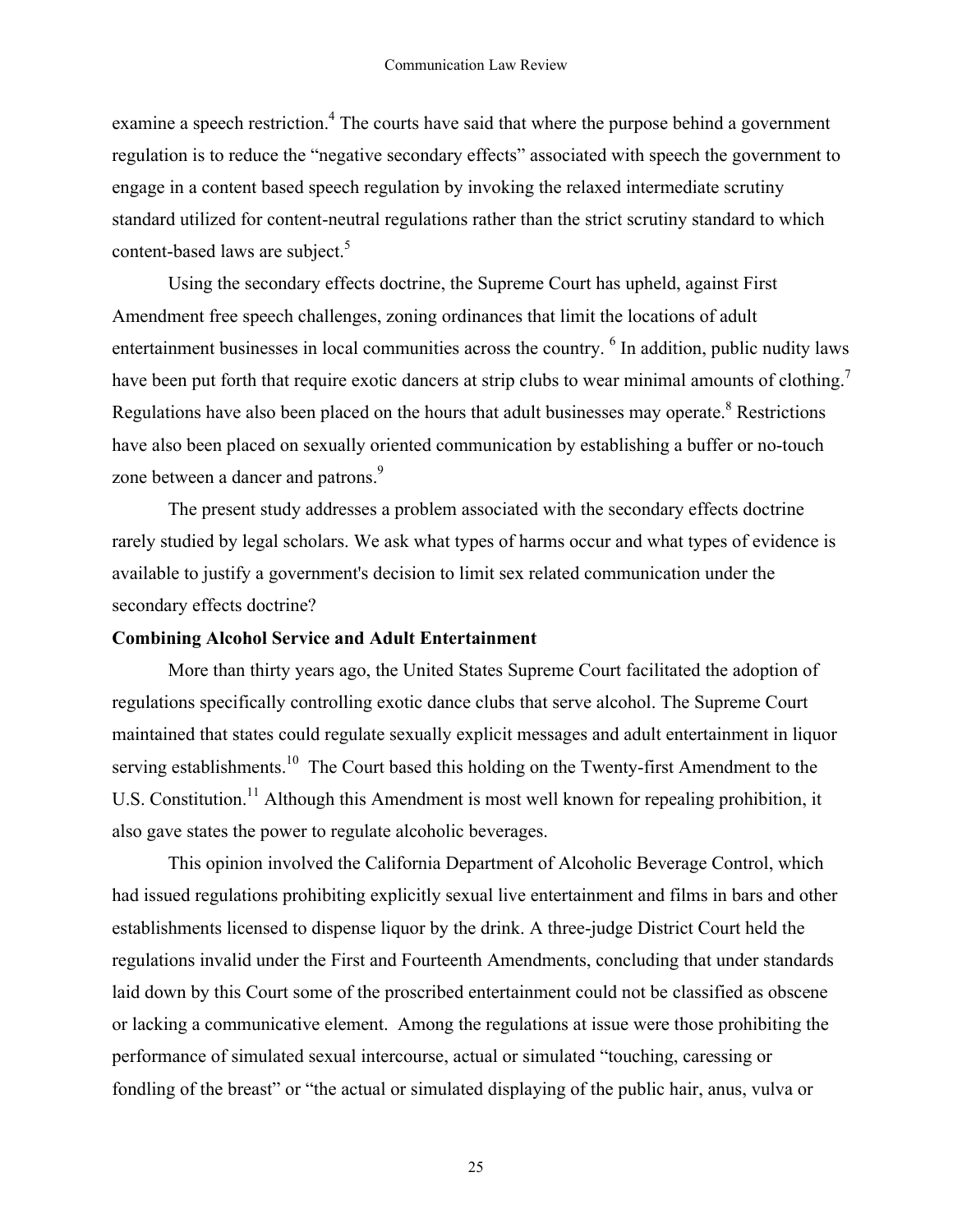examine a speech restriction.[4] The courts have said that where the purpose behind a government regulation is to reduce the "negative secondary effects" associated with speech the government to engage in a content based speech regulation by invoking the relaxed intermediate scrutiny standard utilized for content-neutral regulations rather than the strict scrutiny standard to which content-based laws are subject.[5]

Using the secondary effects doctrine, the Supreme Court has upheld, against First Amendment free speech challenges, zoning ordinances that limit the locations of adult entertainment businesses in local communities across the country. [6] In addition, public nudity laws have been put forth that require exotic dancers at strip clubs to wear minimal amounts of clothing.[7] Regulations have also been placed on the hours that adult businesses may operate.[8] Restrictions have also been placed on sexually oriented communication by establishing a buffer or no-touch zone between a dancer and patrons.[9]

The present study addresses a problem associated with the secondary effects doctrine rarely studied by legal scholars. We ask what types of harms occur and what types of evidence is available to justify a government's decision to limit sex related communication under the secondary effects doctrine?

**Combining Alcohol Service and Adult Entertainment**

More than thirty years ago, the United States Supreme Court facilitated the adoption of regulations specifically controlling exotic dance clubs that serve alcohol. The Supreme Court maintained that states could regulate sexually explicit messages and adult entertainment in liquor serving establishments.[10] The Court based this holding on the Twenty-first Amendment to the U.S. Constitution.[11] Although this Amendment is most well known for repealing prohibition, it also gave states the power to regulate alcoholic beverages.

This opinion involved the California Department of Alcoholic Beverage Control, which had issued regulations prohibiting explicitly sexual live entertainment and films in bars and other establishments licensed to dispense liquor by the drink. A three-judge District Court held the regulations invalid under the First and Fourteenth Amendments, concluding that under standards laid down by this Court some of the proscribed entertainment could not be classified as obscene or lacking a communicative element. Among the regulations at issue were those prohibiting the performance of simulated sexual intercourse, actual or simulated "touching, caressing or fondling of the breast" or "the actual or simulated displaying of the public hair, anus, vulva or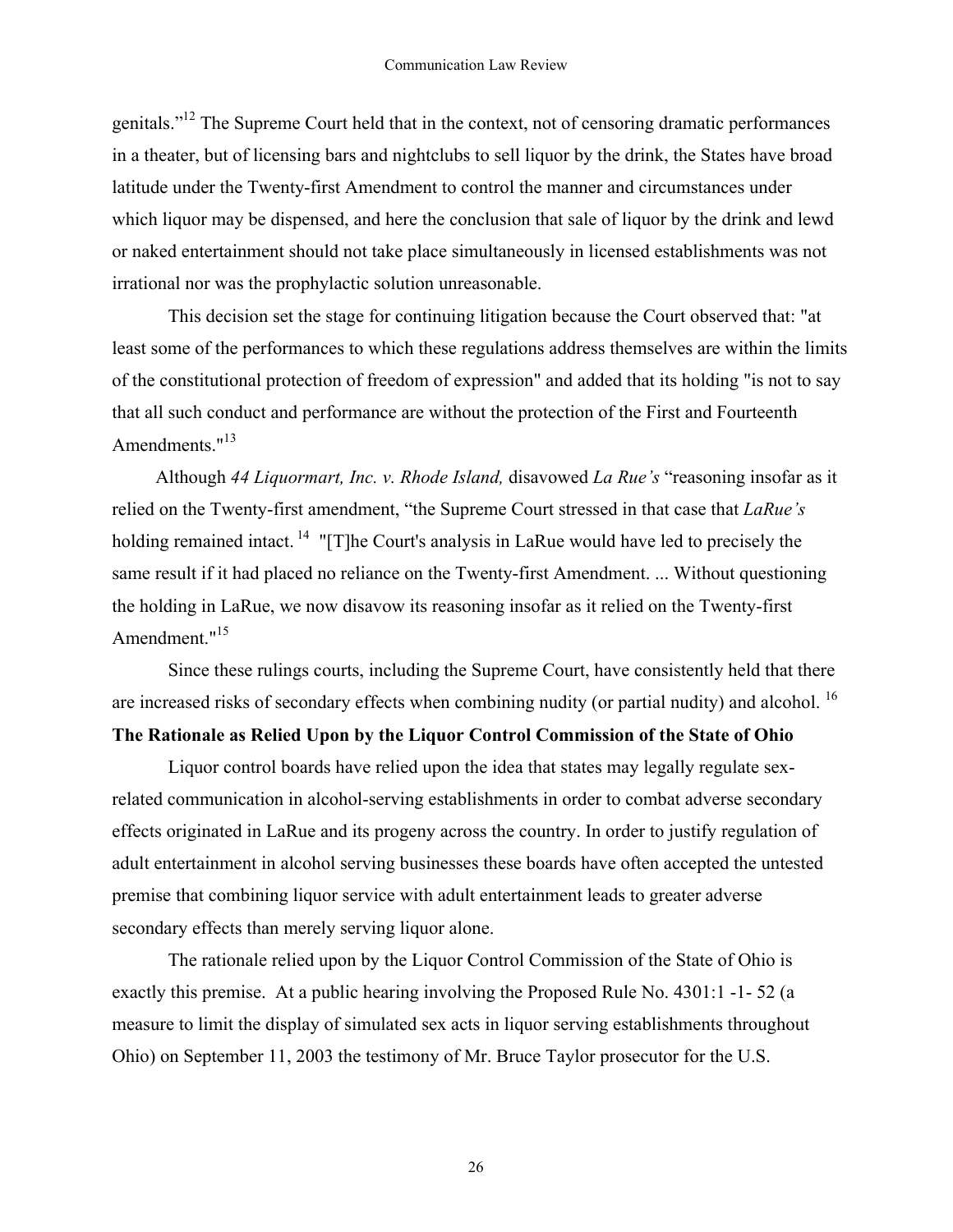genitals."[12] The Supreme Court held that in the context, not of censoring dramatic performances in a theater, but of licensing bars and nightclubs to sell liquor by the drink, the States have broad latitude under the Twenty-first Amendment to control the manner and circumstances under which liquor may be dispensed, and here the conclusion that sale of liquor by the drink and lewd or naked entertainment should not take place simultaneously in licensed establishments was not irrational nor was the prophylactic solution unreasonable.

This decision set the stage for continuing litigation because the Court observed that: "at least some of the performances to which these regulations address themselves are within the limits of the constitutional protection of freedom of expression" and added that its holding "is not to say that all such conduct and performance are without the protection of the First and Fourteenth Amendments."[13]

Although *44 Liquormart, Inc. v. Rhode Island,* disavowed *La Rue's* "reasoning insofar as it relied on the Twenty-first amendment, "the Supreme Court stressed in that case that *LaRue's* holding remained intact. [14] "[T]he Court's analysis in LaRue would have led to precisely the same result if it had placed no reliance on the Twenty-first Amendment. ... Without questioning the holding in LaRue, we now disavow its reasoning insofar as it relied on the Twenty-first Amendment."[15]

Since these rulings courts, including the Supreme Court, have consistently held that there are increased risks of secondary effects when combining nudity (or partial nudity) and alcohol. [16]

**The Rationale as Relied Upon by the Liquor Control Commission of the State of Ohio**

Liquor control boards have relied upon the idea that states may legally regulate sex-related communication in alcohol-serving establishments in order to combat adverse secondary effects originated in LaRue and its progeny across the country. In order to justify regulation of adult entertainment in alcohol serving businesses these boards have often accepted the untested premise that combining liquor service with adult entertainment leads to greater adverse secondary effects than merely serving liquor alone.

The rationale relied upon by the Liquor Control Commission of the State of Ohio is exactly this premise. At a public hearing involving the Proposed Rule No. 4301:1 -1- 52 (a measure to limit the display of simulated sex acts in liquor serving establishments throughout Ohio) on September 11, 2003 the testimony of Mr. Bruce Taylor prosecutor for the U.S.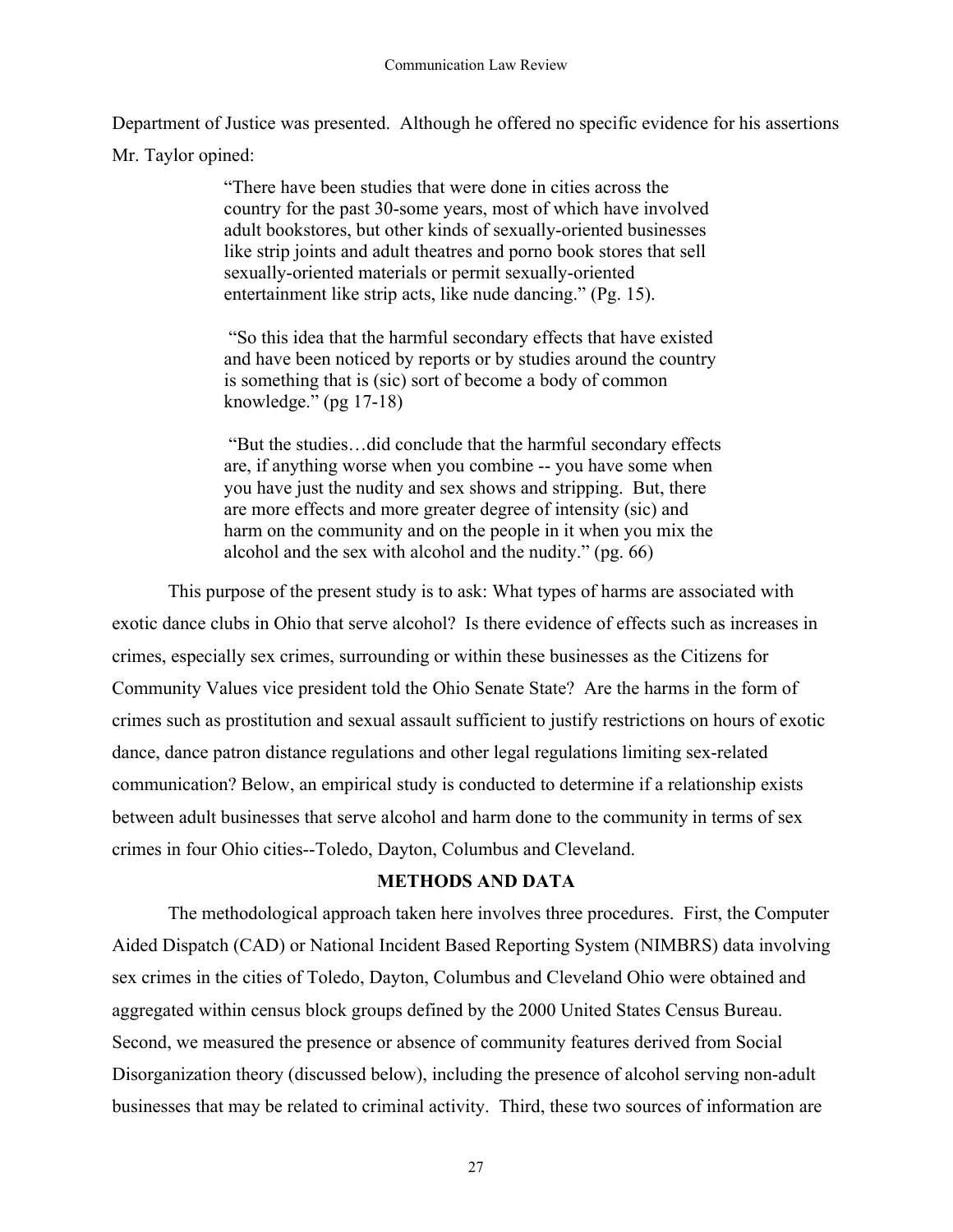Department of Justice was presented. Although he offered no specific evidence for his assertions Mr. Taylor opined:

> "There have been studies that were done in cities across the country for the past 30-some years, most of which have involved adult bookstores, but other kinds of sexually-oriented businesses like strip joints and adult theatres and porno book stores that sell sexually-oriented materials or permit sexually-oriented entertainment like strip acts, like nude dancing." (Pg. 15).
>
> "So this idea that the harmful secondary effects that have existed and have been noticed by reports or by studies around the country is something that is (sic) sort of become a body of common knowledge." (pg 17-18)
>
> "But the studies…did conclude that the harmful secondary effects are, if anything worse when you combine -- you have some when you have just the nudity and sex shows and stripping. But, there are more effects and more greater degree of intensity (sic) and harm on the community and on the people in it when you mix the alcohol and the sex with alcohol and the nudity." (pg. 66)

This purpose of the present study is to ask: What types of harms are associated with exotic dance clubs in Ohio that serve alcohol? Is there evidence of effects such as increases in crimes, especially sex crimes, surrounding or within these businesses as the Citizens for Community Values vice president told the Ohio Senate State? Are the harms in the form of crimes such as prostitution and sexual assault sufficient to justify restrictions on hours of exotic dance, dance patron distance regulations and other legal regulations limiting sex-related communication? Below, an empirical study is conducted to determine if a relationship exists between adult businesses that serve alcohol and harm done to the community in terms of sex crimes in four Ohio cities--Toledo, Dayton, Columbus and Cleveland.

## METHODS AND DATA

The methodological approach taken here involves three procedures. First, the Computer Aided Dispatch (CAD) or National Incident Based Reporting System (NIMBRS) data involving sex crimes in the cities of Toledo, Dayton, Columbus and Cleveland Ohio were obtained and aggregated within census block groups defined by the 2000 United States Census Bureau. Second, we measured the presence or absence of community features derived from Social Disorganization theory (discussed below), including the presence of alcohol serving non-adult businesses that may be related to criminal activity. Third, these two sources of information are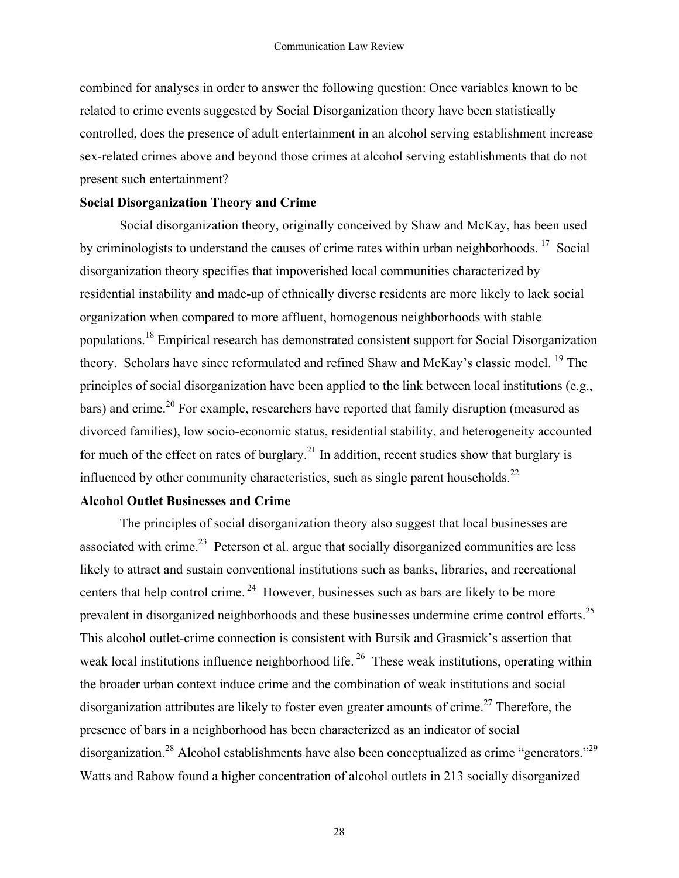combined for analyses in order to answer the following question: Once variables known to be related to crime events suggested by Social Disorganization theory have been statistically controlled, does the presence of adult entertainment in an alcohol serving establishment increase sex-related crimes above and beyond those crimes at alcohol serving establishments that do not present such entertainment?

**Social Disorganization Theory and Crime**

Social disorganization theory, originally conceived by Shaw and McKay, has been used by criminologists to understand the causes of crime rates within urban neighborhoods. [17] Social disorganization theory specifies that impoverished local communities characterized by residential instability and made-up of ethnically diverse residents are more likely to lack social organization when compared to more affluent, homogenous neighborhoods with stable populations.[18] Empirical research has demonstrated consistent support for Social Disorganization theory. Scholars have since reformulated and refined Shaw and McKay's classic model. [19] The principles of social disorganization have been applied to the link between local institutions (e.g., bars) and crime.[20] For example, researchers have reported that family disruption (measured as divorced families), low socio-economic status, residential stability, and heterogeneity accounted for much of the effect on rates of burglary.[21] In addition, recent studies show that burglary is influenced by other community characteristics, such as single parent households.[22]

**Alcohol Outlet Businesses and Crime**

The principles of social disorganization theory also suggest that local businesses are associated with crime.[23] Peterson et al. argue that socially disorganized communities are less likely to attract and sustain conventional institutions such as banks, libraries, and recreational centers that help control crime. [24] However, businesses such as bars are likely to be more prevalent in disorganized neighborhoods and these businesses undermine crime control efforts.[25] This alcohol outlet-crime connection is consistent with Bursik and Grasmick's assertion that weak local institutions influence neighborhood life. [26] These weak institutions, operating within the broader urban context induce crime and the combination of weak institutions and social disorganization attributes are likely to foster even greater amounts of crime.[27] Therefore, the presence of bars in a neighborhood has been characterized as an indicator of social disorganization.[28] Alcohol establishments have also been conceptualized as crime "generators."[29] Watts and Rabow found a higher concentration of alcohol outlets in 213 socially disorganized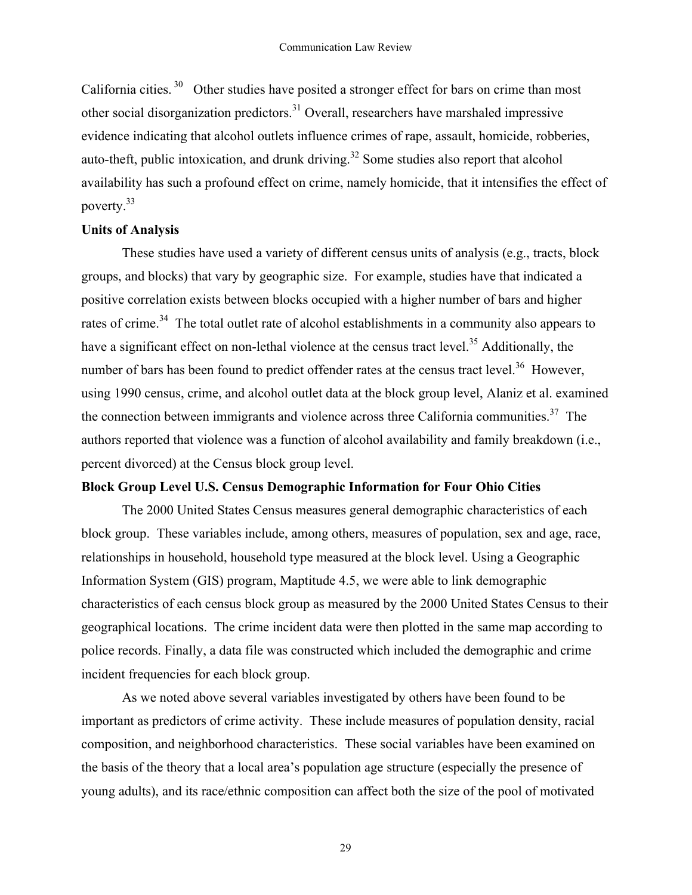California cities.[30] Other studies have posited a stronger effect for bars on crime than most other social disorganization predictors.[31] Overall, researchers have marshaled impressive evidence indicating that alcohol outlets influence crimes of rape, assault, homicide, robberies, auto-theft, public intoxication, and drunk driving.[32] Some studies also report that alcohol availability has such a profound effect on crime, namely homicide, that it intensifies the effect of poverty.[33]

**Units of Analysis**

These studies have used a variety of different census units of analysis (e.g., tracts, block groups, and blocks) that vary by geographic size. For example, studies have that indicated a positive correlation exists between blocks occupied with a higher number of bars and higher rates of crime.[34] The total outlet rate of alcohol establishments in a community also appears to have a significant effect on non-lethal violence at the census tract level.[35] Additionally, the number of bars has been found to predict offender rates at the census tract level.[36] However, using 1990 census, crime, and alcohol outlet data at the block group level, Alaniz et al. examined the connection between immigrants and violence across three California communities.[37] The authors reported that violence was a function of alcohol availability and family breakdown (i.e., percent divorced) at the Census block group level.

**Block Group Level U.S. Census Demographic Information for Four Ohio Cities**

The 2000 United States Census measures general demographic characteristics of each block group. These variables include, among others, measures of population, sex and age, race, relationships in household, household type measured at the block level. Using a Geographic Information System (GIS) program, Maptitude 4.5, we were able to link demographic characteristics of each census block group as measured by the 2000 United States Census to their geographical locations. The crime incident data were then plotted in the same map according to police records. Finally, a data file was constructed which included the demographic and crime incident frequencies for each block group.

As we noted above several variables investigated by others have been found to be important as predictors of crime activity. These include measures of population density, racial composition, and neighborhood characteristics. These social variables have been examined on the basis of the theory that a local area's population age structure (especially the presence of young adults), and its race/ethnic composition can affect both the size of the pool of motivated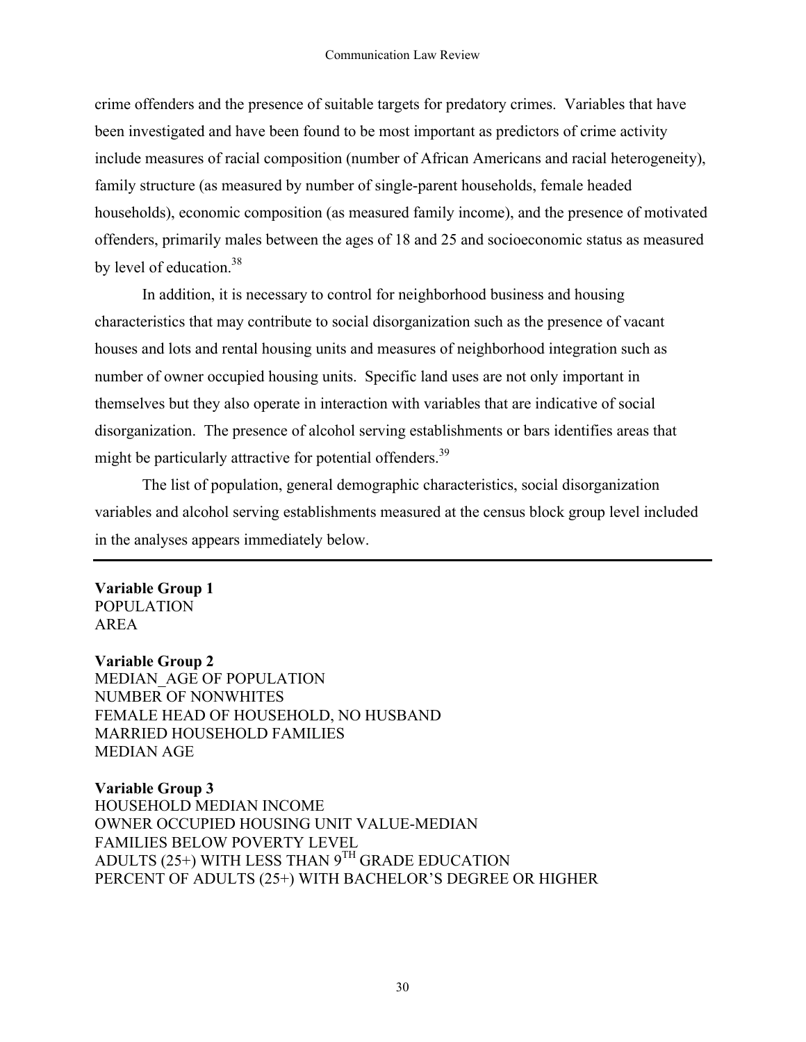crime offenders and the presence of suitable targets for predatory crimes. Variables that have been investigated and have been found to be most important as predictors of crime activity include measures of racial composition (number of African Americans and racial heterogeneity), family structure (as measured by number of single-parent households, female headed households), economic composition (as measured family income), and the presence of motivated offenders, primarily males between the ages of 18 and 25 and socioeconomic status as measured by level of education.[38]

In addition, it is necessary to control for neighborhood business and housing characteristics that may contribute to social disorganization such as the presence of vacant houses and lots and rental housing units and measures of neighborhood integration such as number of owner occupied housing units. Specific land uses are not only important in themselves but they also operate in interaction with variables that are indicative of social disorganization. The presence of alcohol serving establishments or bars identifies areas that might be particularly attractive for potential offenders.[39]

The list of population, general demographic characteristics, social disorganization variables and alcohol serving establishments measured at the census block group level included in the analyses appears immediately below.

---

**Variable Group 1**
POPULATION
AREA

**Variable Group 2**
MEDIAN_AGE OF POPULATION
NUMBER OF NONWHITES
FEMALE HEAD OF HOUSEHOLD, NO HUSBAND
MARRIED HOUSEHOLD FAMILIES
MEDIAN AGE

**Variable Group 3**
HOUSEHOLD MEDIAN INCOME
OWNER OCCUPIED HOUSING UNIT VALUE-MEDIAN
FAMILIES BELOW POVERTY LEVEL
ADULTS (25+) WITH LESS THAN 9$^{TH}$ GRADE EDUCATION
PERCENT OF ADULTS (25+) WITH BACHELOR'S DEGREE OR HIGHER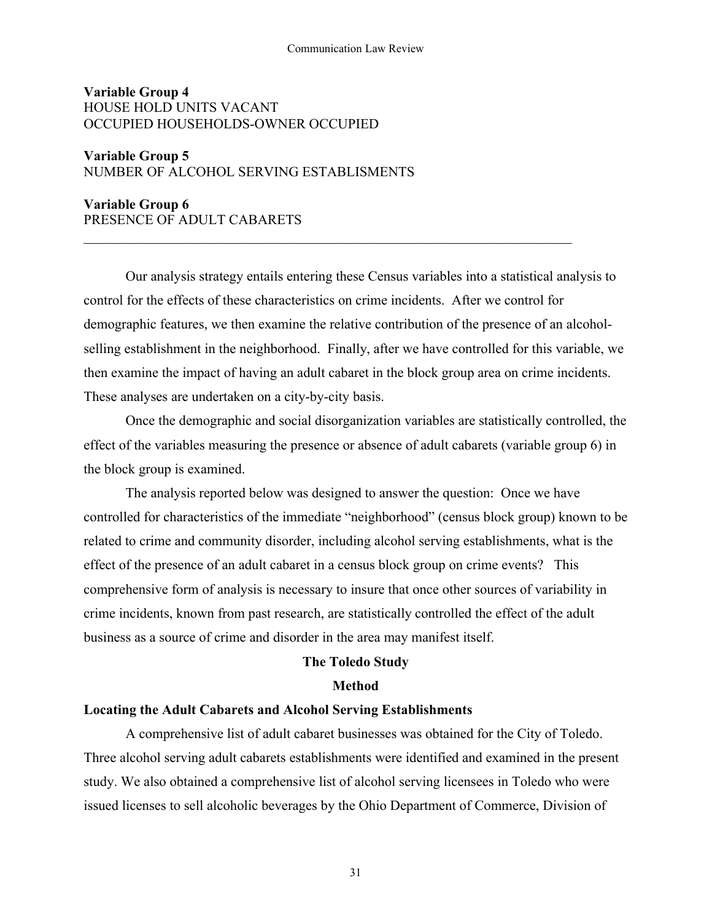**Variable Group 4**
HOUSE HOLD UNITS VACANT
OCCUPIED HOUSEHOLDS-OWNER OCCUPIED

**Variable Group 5**
NUMBER OF ALCOHOL SERVING ESTABLISMENTS

**Variable Group 6**
PRESENCE OF ADULT CABARETS

---

Our analysis strategy entails entering these Census variables into a statistical analysis to control for the effects of these characteristics on crime incidents. After we control for demographic features, we then examine the relative contribution of the presence of an alcohol-selling establishment in the neighborhood. Finally, after we have controlled for this variable, we then examine the impact of having an adult cabaret in the block group area on crime incidents. These analyses are undertaken on a city-by-city basis.

Once the demographic and social disorganization variables are statistically controlled, the effect of the variables measuring the presence or absence of adult cabarets (variable group 6) in the block group is examined.

The analysis reported below was designed to answer the question: Once we have controlled for characteristics of the immediate "neighborhood" (census block group) known to be related to crime and community disorder, including alcohol serving establishments, what is the effect of the presence of an adult cabaret in a census block group on crime events? This comprehensive form of analysis is necessary to insure that once other sources of variability in crime incidents, known from past research, are statistically controlled the effect of the adult business as a source of crime and disorder in the area may manifest itself.

## The Toledo Study

### Method

**Locating the Adult Cabarets and Alcohol Serving Establishments**

A comprehensive list of adult cabaret businesses was obtained for the City of Toledo. Three alcohol serving adult cabarets establishments were identified and examined in the present study. We also obtained a comprehensive list of alcohol serving licensees in Toledo who were issued licenses to sell alcoholic beverages by the Ohio Department of Commerce, Division of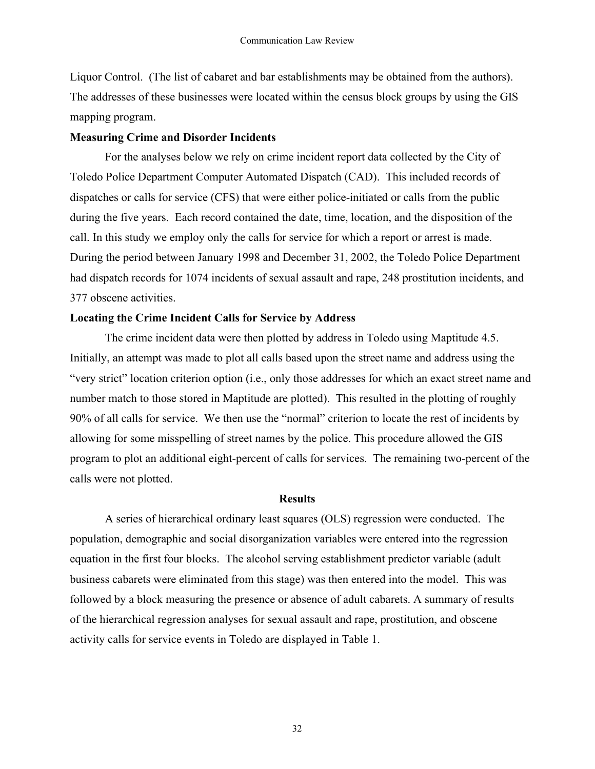Liquor Control. (The list of cabaret and bar establishments may be obtained from the authors). The addresses of these businesses were located within the census block groups by using the GIS mapping program.

**Measuring Crime and Disorder Incidents**

For the analyses below we rely on crime incident report data collected by the City of Toledo Police Department Computer Automated Dispatch (CAD). This included records of dispatches or calls for service (CFS) that were either police-initiated or calls from the public during the five years. Each record contained the date, time, location, and the disposition of the call. In this study we employ only the calls for service for which a report or arrest is made. During the period between January 1998 and December 31, 2002, the Toledo Police Department had dispatch records for 1074 incidents of sexual assault and rape, 248 prostitution incidents, and 377 obscene activities.

**Locating the Crime Incident Calls for Service by Address**

The crime incident data were then plotted by address in Toledo using Maptitude 4.5. Initially, an attempt was made to plot all calls based upon the street name and address using the "very strict" location criterion option (i.e., only those addresses for which an exact street name and number match to those stored in Maptitude are plotted). This resulted in the plotting of roughly 90% of all calls for service. We then use the "normal" criterion to locate the rest of incidents by allowing for some misspelling of street names by the police. This procedure allowed the GIS program to plot an additional eight-percent of calls for services. The remaining two-percent of the calls were not plotted.

## Results

A series of hierarchical ordinary least squares (OLS) regression were conducted. The population, demographic and social disorganization variables were entered into the regression equation in the first four blocks. The alcohol serving establishment predictor variable (adult business cabarets were eliminated from this stage) was then entered into the model. This was followed by a block measuring the presence or absence of adult cabarets. A summary of results of the hierarchical regression analyses for sexual assault and rape, prostitution, and obscene activity calls for service events in Toledo are displayed in Table 1.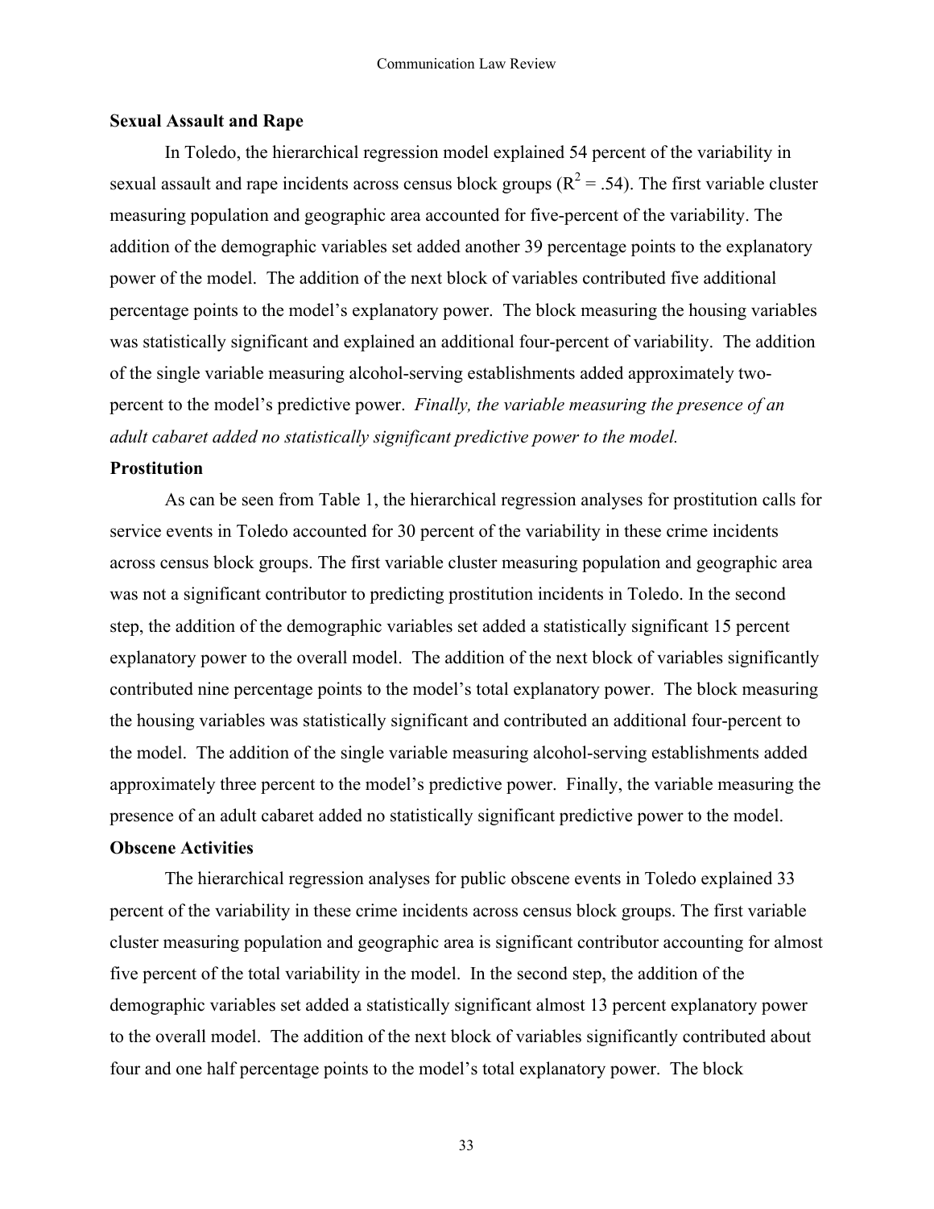**Sexual Assault and Rape**

In Toledo, the hierarchical regression model explained 54 percent of the variability in sexual assault and rape incidents across census block groups ($R^2 = .54$). The first variable cluster measuring population and geographic area accounted for five-percent of the variability. The addition of the demographic variables set added another 39 percentage points to the explanatory power of the model. The addition of the next block of variables contributed five additional percentage points to the model's explanatory power. The block measuring the housing variables was statistically significant and explained an additional four-percent of variability. The addition of the single variable measuring alcohol-serving establishments added approximately two-percent to the model's predictive power. *Finally, the variable measuring the presence of an adult cabaret added no statistically significant predictive power to the model.*

**Prostitution**

As can be seen from Table 1, the hierarchical regression analyses for prostitution calls for service events in Toledo accounted for 30 percent of the variability in these crime incidents across census block groups. The first variable cluster measuring population and geographic area was not a significant contributor to predicting prostitution incidents in Toledo. In the second step, the addition of the demographic variables set added a statistically significant 15 percent explanatory power to the overall model. The addition of the next block of variables significantly contributed nine percentage points to the model's total explanatory power. The block measuring the housing variables was statistically significant and contributed an additional four-percent to the model. The addition of the single variable measuring alcohol-serving establishments added approximately three percent to the model's predictive power. Finally, the variable measuring the presence of an adult cabaret added no statistically significant predictive power to the model.

**Obscene Activities**

The hierarchical regression analyses for public obscene events in Toledo explained 33 percent of the variability in these crime incidents across census block groups. The first variable cluster measuring population and geographic area is significant contributor accounting for almost five percent of the total variability in the model. In the second step, the addition of the demographic variables set added a statistically significant almost 13 percent explanatory power to the overall model. The addition of the next block of variables significantly contributed about four and one half percentage points to the model's total explanatory power. The block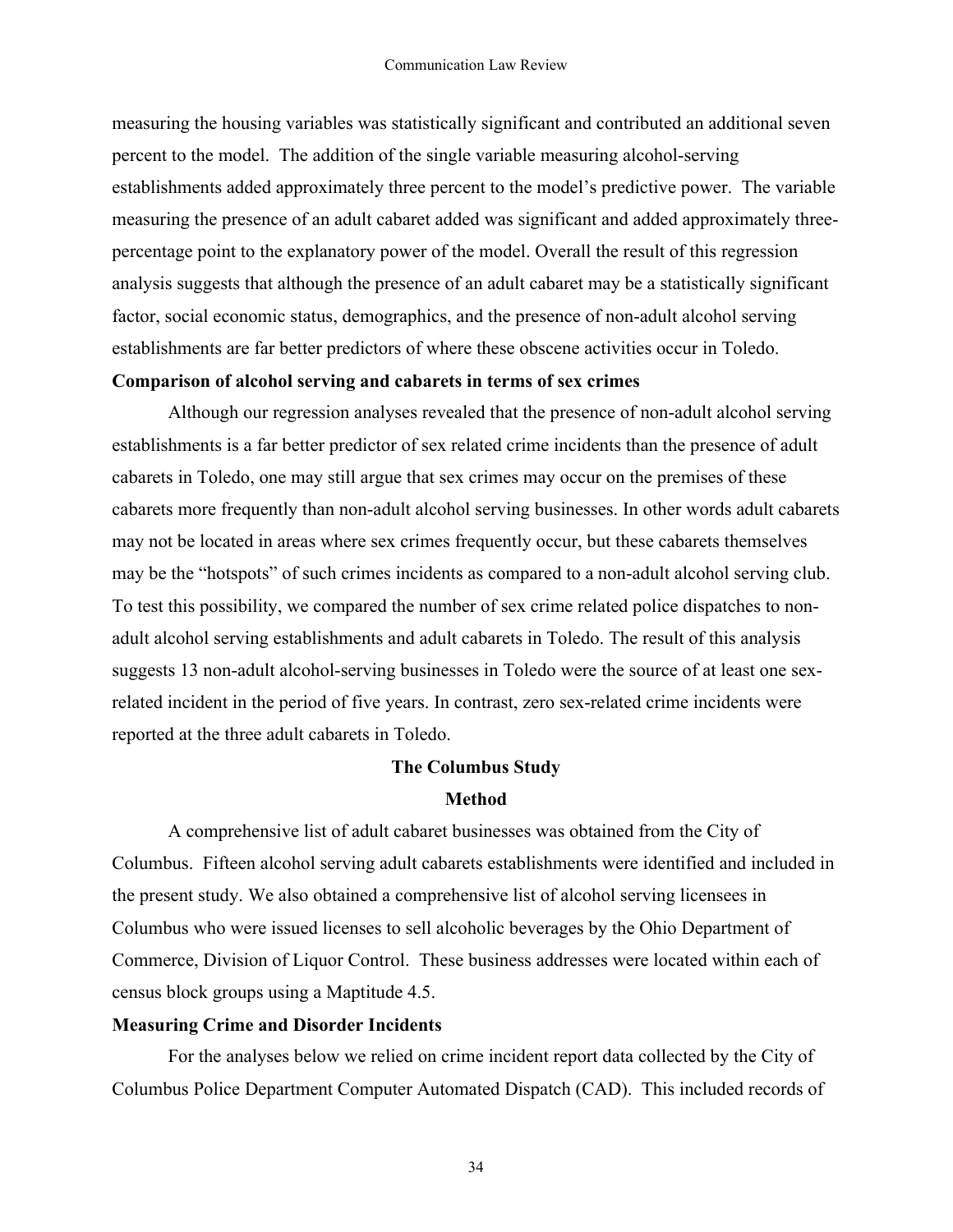measuring the housing variables was statistically significant and contributed an additional seven percent to the model. The addition of the single variable measuring alcohol-serving establishments added approximately three percent to the model's predictive power. The variable measuring the presence of an adult cabaret added was significant and added approximately three-percentage point to the explanatory power of the model. Overall the result of this regression analysis suggests that although the presence of an adult cabaret may be a statistically significant factor, social economic status, demographics, and the presence of non-adult alcohol serving establishments are far better predictors of where these obscene activities occur in Toledo.

**Comparison of alcohol serving and cabarets in terms of sex crimes**

Although our regression analyses revealed that the presence of non-adult alcohol serving establishments is a far better predictor of sex related crime incidents than the presence of adult cabarets in Toledo, one may still argue that sex crimes may occur on the premises of these cabarets more frequently than non-adult alcohol serving businesses. In other words adult cabarets may not be located in areas where sex crimes frequently occur, but these cabarets themselves may be the "hotspots" of such crimes incidents as compared to a non-adult alcohol serving club. To test this possibility, we compared the number of sex crime related police dispatches to non-adult alcohol serving establishments and adult cabarets in Toledo. The result of this analysis suggests 13 non-adult alcohol-serving businesses in Toledo were the source of at least one sex-related incident in the period of five years. In contrast, zero sex-related crime incidents were reported at the three adult cabarets in Toledo.

## The Columbus Study

### Method

A comprehensive list of adult cabaret businesses was obtained from the City of Columbus. Fifteen alcohol serving adult cabarets establishments were identified and included in the present study. We also obtained a comprehensive list of alcohol serving licensees in Columbus who were issued licenses to sell alcoholic beverages by the Ohio Department of Commerce, Division of Liquor Control. These business addresses were located within each of census block groups using a Maptitude 4.5.

**Measuring Crime and Disorder Incidents**

For the analyses below we relied on crime incident report data collected by the City of Columbus Police Department Computer Automated Dispatch (CAD). This included records of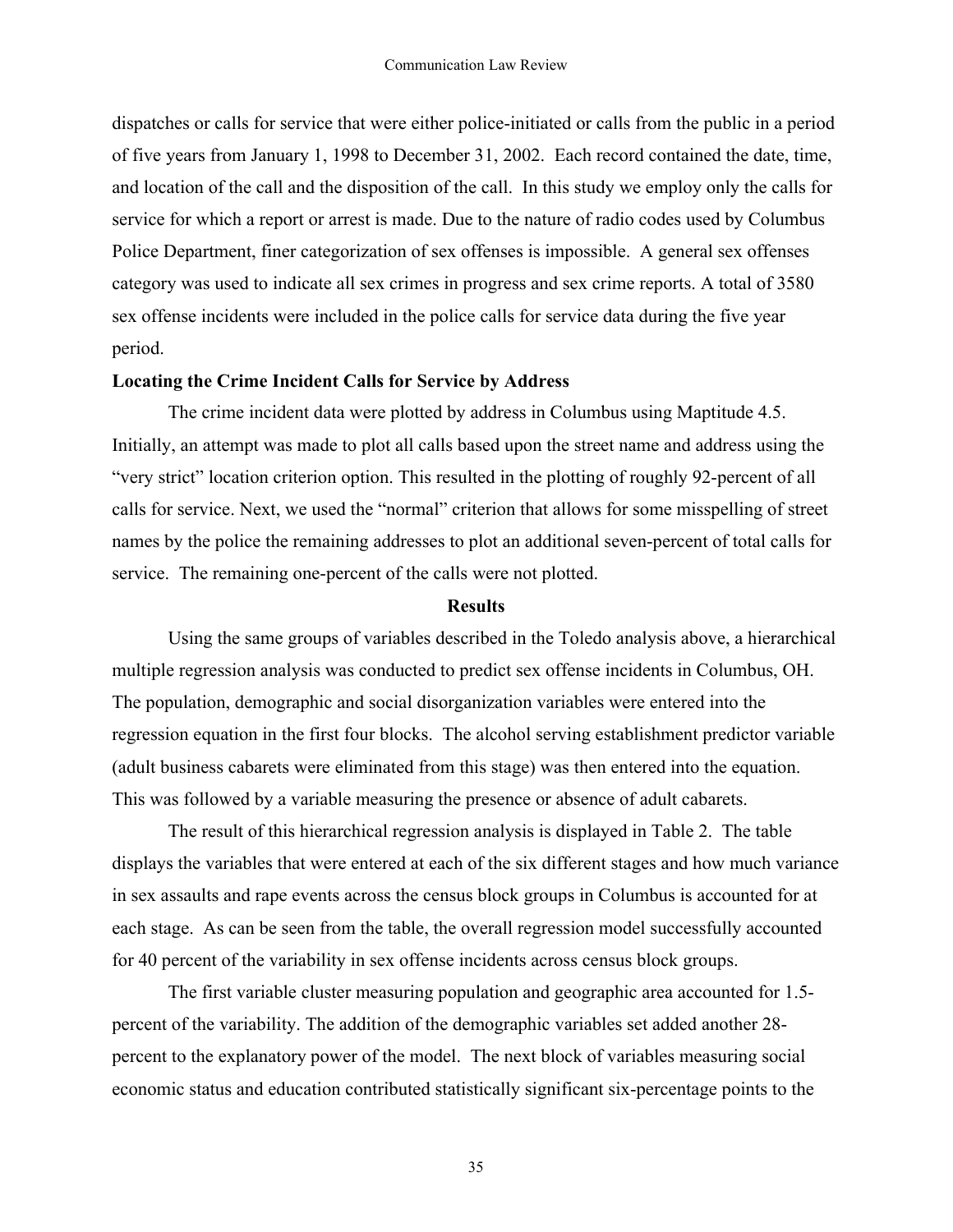dispatches or calls for service that were either police-initiated or calls from the public in a period of five years from January 1, 1998 to December 31, 2002. Each record contained the date, time, and location of the call and the disposition of the call. In this study we employ only the calls for service for which a report or arrest is made. Due to the nature of radio codes used by Columbus Police Department, finer categorization of sex offenses is impossible. A general sex offenses category was used to indicate all sex crimes in progress and sex crime reports. A total of 3580 sex offense incidents were included in the police calls for service data during the five year period.

**Locating the Crime Incident Calls for Service by Address**

The crime incident data were plotted by address in Columbus using Maptitude 4.5. Initially, an attempt was made to plot all calls based upon the street name and address using the "very strict" location criterion option. This resulted in the plotting of roughly 92-percent of all calls for service. Next, we used the "normal" criterion that allows for some misspelling of street names by the police the remaining addresses to plot an additional seven-percent of total calls for service. The remaining one-percent of the calls were not plotted.

**Results**

Using the same groups of variables described in the Toledo analysis above, a hierarchical multiple regression analysis was conducted to predict sex offense incidents in Columbus, OH. The population, demographic and social disorganization variables were entered into the regression equation in the first four blocks. The alcohol serving establishment predictor variable (adult business cabarets were eliminated from this stage) was then entered into the equation. This was followed by a variable measuring the presence or absence of adult cabarets.

The result of this hierarchical regression analysis is displayed in Table 2. The table displays the variables that were entered at each of the six different stages and how much variance in sex assaults and rape events across the census block groups in Columbus is accounted for at each stage. As can be seen from the table, the overall regression model successfully accounted for 40 percent of the variability in sex offense incidents across census block groups.

The first variable cluster measuring population and geographic area accounted for 1.5-percent of the variability. The addition of the demographic variables set added another 28-percent to the explanatory power of the model. The next block of variables measuring social economic status and education contributed statistically significant six-percentage points to the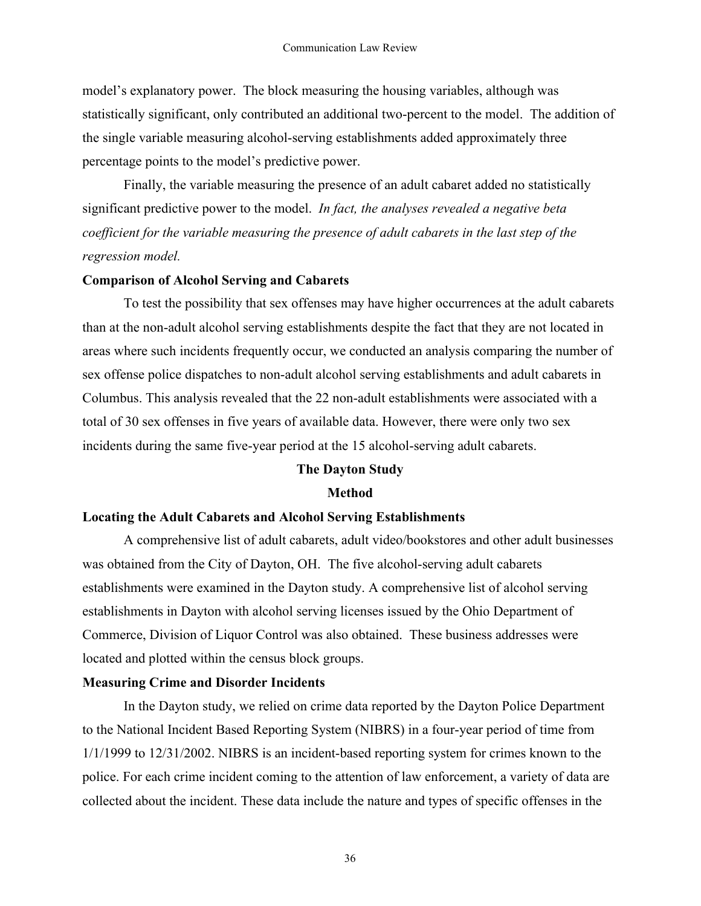model's explanatory power. The block measuring the housing variables, although was statistically significant, only contributed an additional two-percent to the model. The addition of the single variable measuring alcohol-serving establishments added approximately three percentage points to the model's predictive power.

Finally, the variable measuring the presence of an adult cabaret added no statistically significant predictive power to the model. *In fact, the analyses revealed a negative beta coefficient for the variable measuring the presence of adult cabarets in the last step of the regression model.*

**Comparison of Alcohol Serving and Cabarets**

To test the possibility that sex offenses may have higher occurrences at the adult cabarets than at the non-adult alcohol serving establishments despite the fact that they are not located in areas where such incidents frequently occur, we conducted an analysis comparing the number of sex offense police dispatches to non-adult alcohol serving establishments and adult cabarets in Columbus. This analysis revealed that the 22 non-adult establishments were associated with a total of 30 sex offenses in five years of available data. However, there were only two sex incidents during the same five-year period at the 15 alcohol-serving adult cabarets.

## The Dayton Study

### Method

**Locating the Adult Cabarets and Alcohol Serving Establishments**

A comprehensive list of adult cabarets, adult video/bookstores and other adult businesses was obtained from the City of Dayton, OH. The five alcohol-serving adult cabarets establishments were examined in the Dayton study. A comprehensive list of alcohol serving establishments in Dayton with alcohol serving licenses issued by the Ohio Department of Commerce, Division of Liquor Control was also obtained. These business addresses were located and plotted within the census block groups.

**Measuring Crime and Disorder Incidents**

In the Dayton study, we relied on crime data reported by the Dayton Police Department to the National Incident Based Reporting System (NIBRS) in a four-year period of time from 1/1/1999 to 12/31/2002. NIBRS is an incident-based reporting system for crimes known to the police. For each crime incident coming to the attention of law enforcement, a variety of data are collected about the incident. These data include the nature and types of specific offenses in the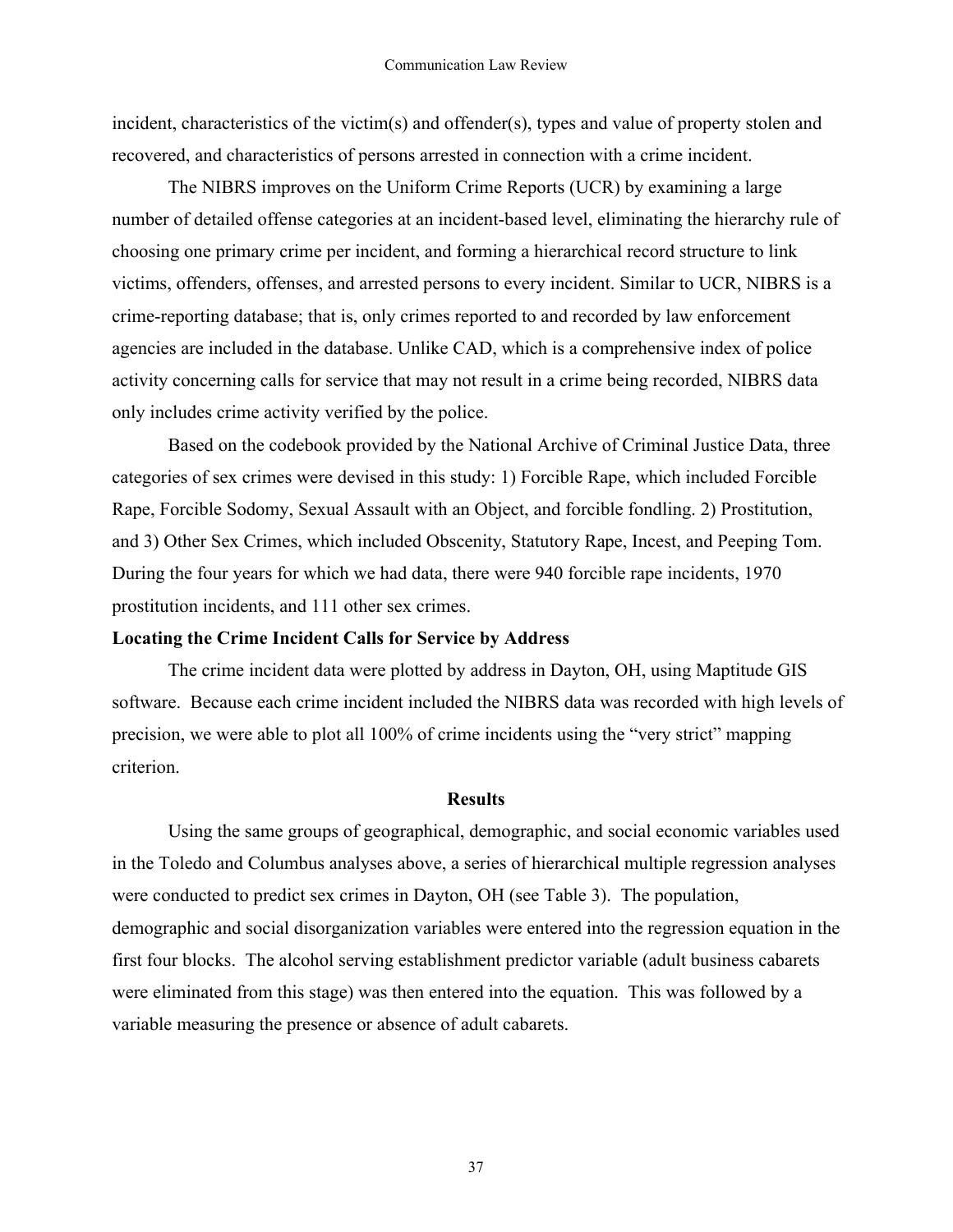incident, characteristics of the victim(s) and offender(s), types and value of property stolen and recovered, and characteristics of persons arrested in connection with a crime incident.

The NIBRS improves on the Uniform Crime Reports (UCR) by examining a large number of detailed offense categories at an incident-based level, eliminating the hierarchy rule of choosing one primary crime per incident, and forming a hierarchical record structure to link victims, offenders, offenses, and arrested persons to every incident. Similar to UCR, NIBRS is a crime-reporting database; that is, only crimes reported to and recorded by law enforcement agencies are included in the database. Unlike CAD, which is a comprehensive index of police activity concerning calls for service that may not result in a crime being recorded, NIBRS data only includes crime activity verified by the police.

Based on the codebook provided by the National Archive of Criminal Justice Data, three categories of sex crimes were devised in this study: 1) Forcible Rape, which included Forcible Rape, Forcible Sodomy, Sexual Assault with an Object, and forcible fondling. 2) Prostitution, and 3) Other Sex Crimes, which included Obscenity, Statutory Rape, Incest, and Peeping Tom. During the four years for which we had data, there were 940 forcible rape incidents, 1970 prostitution incidents, and 111 other sex crimes.

**Locating the Crime Incident Calls for Service by Address**

The crime incident data were plotted by address in Dayton, OH, using Maptitude GIS software. Because each crime incident included the NIBRS data was recorded with high levels of precision, we were able to plot all 100% of crime incidents using the "very strict" mapping criterion.

## Results

Using the same groups of geographical, demographic, and social economic variables used in the Toledo and Columbus analyses above, a series of hierarchical multiple regression analyses were conducted to predict sex crimes in Dayton, OH (see Table 3). The population, demographic and social disorganization variables were entered into the regression equation in the first four blocks. The alcohol serving establishment predictor variable (adult business cabarets were eliminated from this stage) was then entered into the equation. This was followed by a variable measuring the presence or absence of adult cabarets.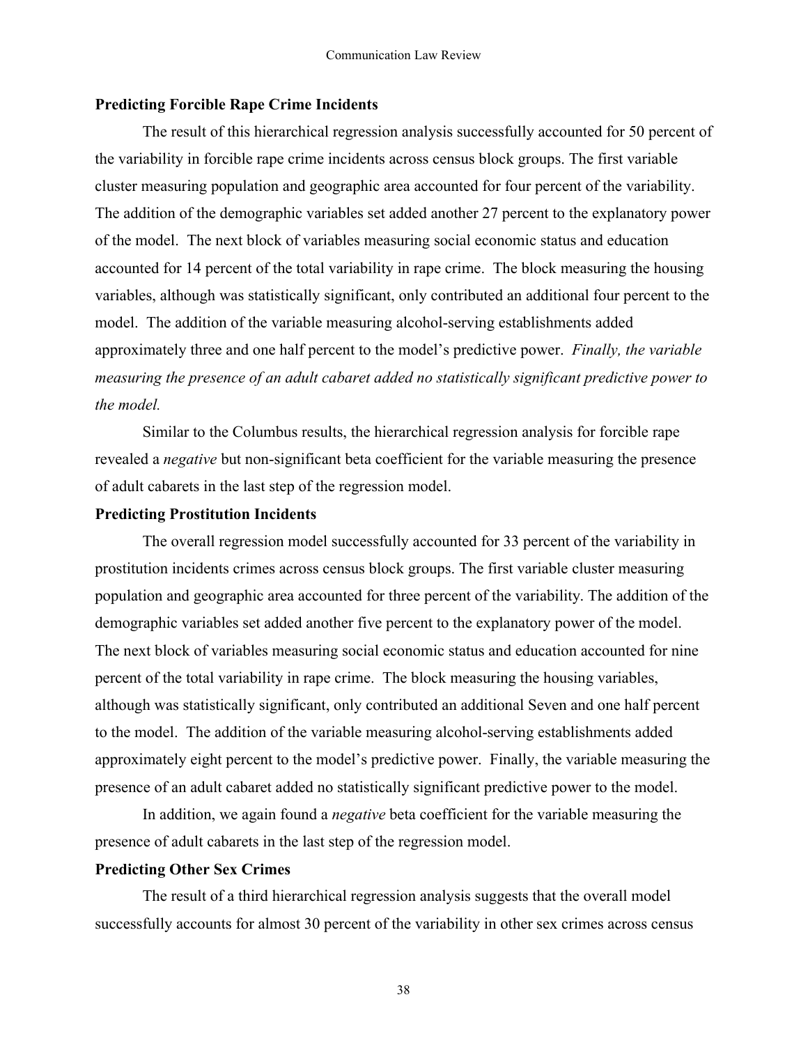### Predicting Forcible Rape Crime Incidents

The result of this hierarchical regression analysis successfully accounted for 50 percent of the variability in forcible rape crime incidents across census block groups. The first variable cluster measuring population and geographic area accounted for four percent of the variability. The addition of the demographic variables set added another 27 percent to the explanatory power of the model. The next block of variables measuring social economic status and education accounted for 14 percent of the total variability in rape crime. The block measuring the housing variables, although was statistically significant, only contributed an additional four percent to the model. The addition of the variable measuring alcohol-serving establishments added approximately three and one half percent to the model's predictive power. *Finally, the variable measuring the presence of an adult cabaret added no statistically significant predictive power to the model.*

Similar to the Columbus results, the hierarchical regression analysis for forcible rape revealed a *negative* but non-significant beta coefficient for the variable measuring the presence of adult cabarets in the last step of the regression model.

### Predicting Prostitution Incidents

The overall regression model successfully accounted for 33 percent of the variability in prostitution incidents crimes across census block groups. The first variable cluster measuring population and geographic area accounted for three percent of the variability. The addition of the demographic variables set added another five percent to the explanatory power of the model. The next block of variables measuring social economic status and education accounted for nine percent of the total variability in rape crime. The block measuring the housing variables, although was statistically significant, only contributed an additional Seven and one half percent to the model. The addition of the variable measuring alcohol-serving establishments added approximately eight percent to the model's predictive power. Finally, the variable measuring the presence of an adult cabaret added no statistically significant predictive power to the model.

In addition, we again found a *negative* beta coefficient for the variable measuring the presence of adult cabarets in the last step of the regression model.

### Predicting Other Sex Crimes

The result of a third hierarchical regression analysis suggests that the overall model successfully accounts for almost 30 percent of the variability in other sex crimes across census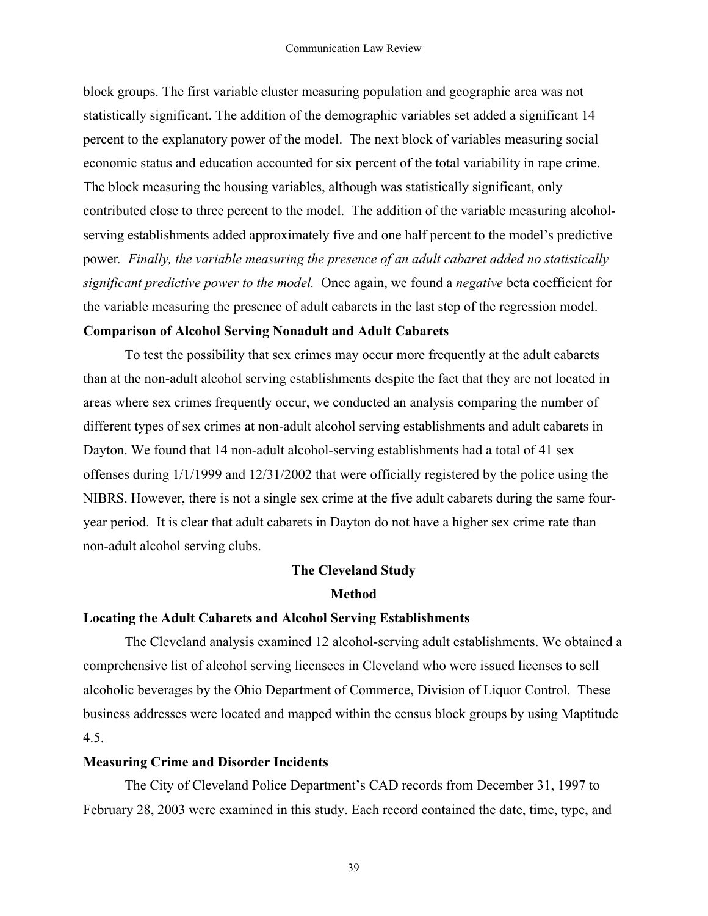block groups. The first variable cluster measuring population and geographic area was not statistically significant. The addition of the demographic variables set added a significant 14 percent to the explanatory power of the model. The next block of variables measuring social economic status and education accounted for six percent of the total variability in rape crime. The block measuring the housing variables, although was statistically significant, only contributed close to three percent to the model. The addition of the variable measuring alcohol-serving establishments added approximately five and one half percent to the model's predictive power. *Finally, the variable measuring the presence of an adult cabaret added no statistically significant predictive power to the model.* Once again, we found a *negative* beta coefficient for the variable measuring the presence of adult cabarets in the last step of the regression model.

**Comparison of Alcohol Serving Nonadult and Adult Cabarets**

To test the possibility that sex crimes may occur more frequently at the adult cabarets than at the non-adult alcohol serving establishments despite the fact that they are not located in areas where sex crimes frequently occur, we conducted an analysis comparing the number of different types of sex crimes at non-adult alcohol serving establishments and adult cabarets in Dayton. We found that 14 non-adult alcohol-serving establishments had a total of 41 sex offenses during 1/1/1999 and 12/31/2002 that were officially registered by the police using the NIBRS. However, there is not a single sex crime at the five adult cabarets during the same four-year period. It is clear that adult cabarets in Dayton do not have a higher sex crime rate than non-adult alcohol serving clubs.

## The Cleveland Study

### Method

**Locating the Adult Cabarets and Alcohol Serving Establishments**

The Cleveland analysis examined 12 alcohol-serving adult establishments. We obtained a comprehensive list of alcohol serving licensees in Cleveland who were issued licenses to sell alcoholic beverages by the Ohio Department of Commerce, Division of Liquor Control. These business addresses were located and mapped within the census block groups by using Maptitude 4.5.

**Measuring Crime and Disorder Incidents**

The City of Cleveland Police Department's CAD records from December 31, 1997 to February 28, 2003 were examined in this study. Each record contained the date, time, type, and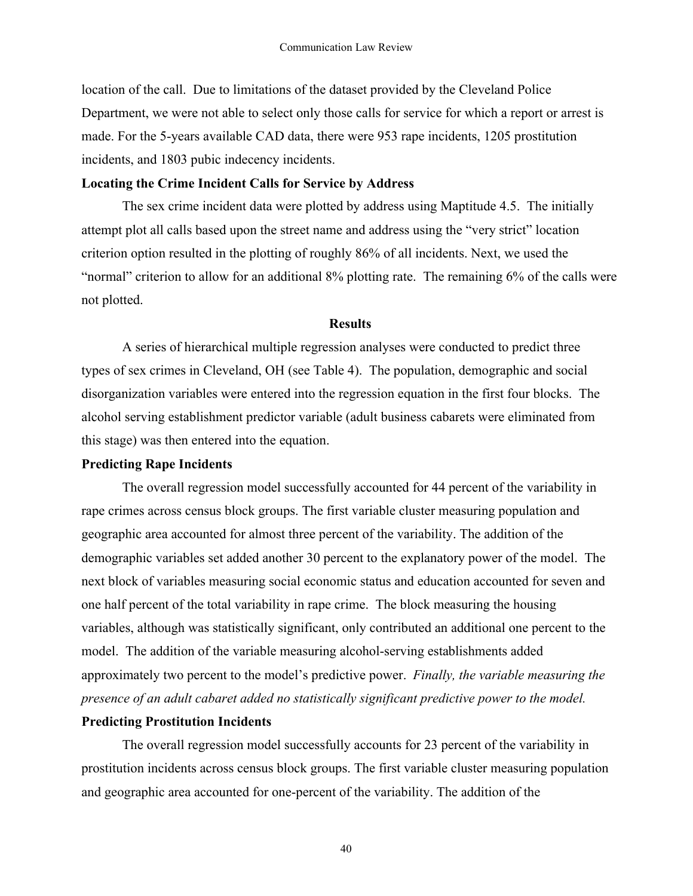location of the call. Due to limitations of the dataset provided by the Cleveland Police Department, we were not able to select only those calls for service for which a report or arrest is made. For the 5-years available CAD data, there were 953 rape incidents, 1205 prostitution incidents, and 1803 pubic indecency incidents.

**Locating the Crime Incident Calls for Service by Address**

The sex crime incident data were plotted by address using Maptitude 4.5. The initially attempt plot all calls based upon the street name and address using the "very strict" location criterion option resulted in the plotting of roughly 86% of all incidents. Next, we used the "normal" criterion to allow for an additional 8% plotting rate. The remaining 6% of the calls were not plotted.

## Results

A series of hierarchical multiple regression analyses were conducted to predict three types of sex crimes in Cleveland, OH (see Table 4). The population, demographic and social disorganization variables were entered into the regression equation in the first four blocks. The alcohol serving establishment predictor variable (adult business cabarets were eliminated from this stage) was then entered into the equation.

**Predicting Rape Incidents**

The overall regression model successfully accounted for 44 percent of the variability in rape crimes across census block groups. The first variable cluster measuring population and geographic area accounted for almost three percent of the variability. The addition of the demographic variables set added another 30 percent to the explanatory power of the model. The next block of variables measuring social economic status and education accounted for seven and one half percent of the total variability in rape crime. The block measuring the housing variables, although was statistically significant, only contributed an additional one percent to the model. The addition of the variable measuring alcohol-serving establishments added approximately two percent to the model's predictive power. *Finally, the variable measuring the presence of an adult cabaret added no statistically significant predictive power to the model.*

**Predicting Prostitution Incidents**

The overall regression model successfully accounts for 23 percent of the variability in prostitution incidents across census block groups. The first variable cluster measuring population and geographic area accounted for one-percent of the variability. The addition of the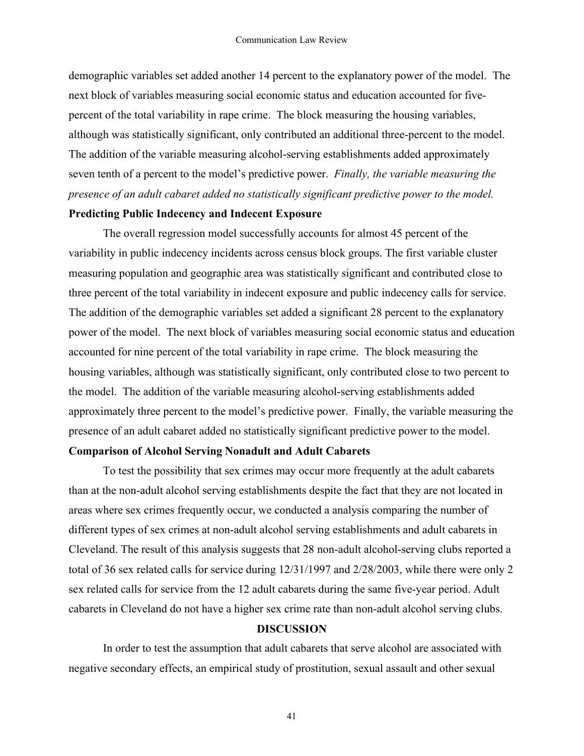demographic variables set added another 14 percent to the explanatory power of the model. The next block of variables measuring social economic status and education accounted for five-percent of the total variability in rape crime. The block measuring the housing variables, although was statistically significant, only contributed an additional three-percent to the model. The addition of the variable measuring alcohol-serving establishments added approximately seven tenth of a percent to the model's predictive power. *Finally, the variable measuring the presence of an adult cabaret added no statistically significant predictive power to the model.*

**Predicting Public Indecency and Indecent Exposure**

The overall regression model successfully accounts for almost 45 percent of the variability in public indecency incidents across census block groups. The first variable cluster measuring population and geographic area was statistically significant and contributed close to three percent of the total variability in indecent exposure and public indecency calls for service. The addition of the demographic variables set added a significant 28 percent to the explanatory power of the model. The next block of variables measuring social economic status and education accounted for nine percent of the total variability in rape crime. The block measuring the housing variables, although was statistically significant, only contributed close to two percent to the model. The addition of the variable measuring alcohol-serving establishments added approximately three percent to the model's predictive power. Finally, the variable measuring the presence of an adult cabaret added no statistically significant predictive power to the model.

**Comparison of Alcohol Serving Nonadult and Adult Cabarets**

To test the possibility that sex crimes may occur more frequently at the adult cabarets than at the non-adult alcohol serving establishments despite the fact that they are not located in areas where sex crimes frequently occur, we conducted a analysis comparing the number of different types of sex crimes at non-adult alcohol serving establishments and adult cabarets in Cleveland. The result of this analysis suggests that 28 non-adult alcohol-serving clubs reported a total of 36 sex related calls for service during 12/31/1997 and 2/28/2003, while there were only 2 sex related calls for service from the 12 adult cabarets during the same five-year period. Adult cabarets in Cleveland do not have a higher sex crime rate than non-adult alcohol serving clubs.

## DISCUSSION

In order to test the assumption that adult cabarets that serve alcohol are associated with negative secondary effects, an empirical study of prostitution, sexual assault and other sexual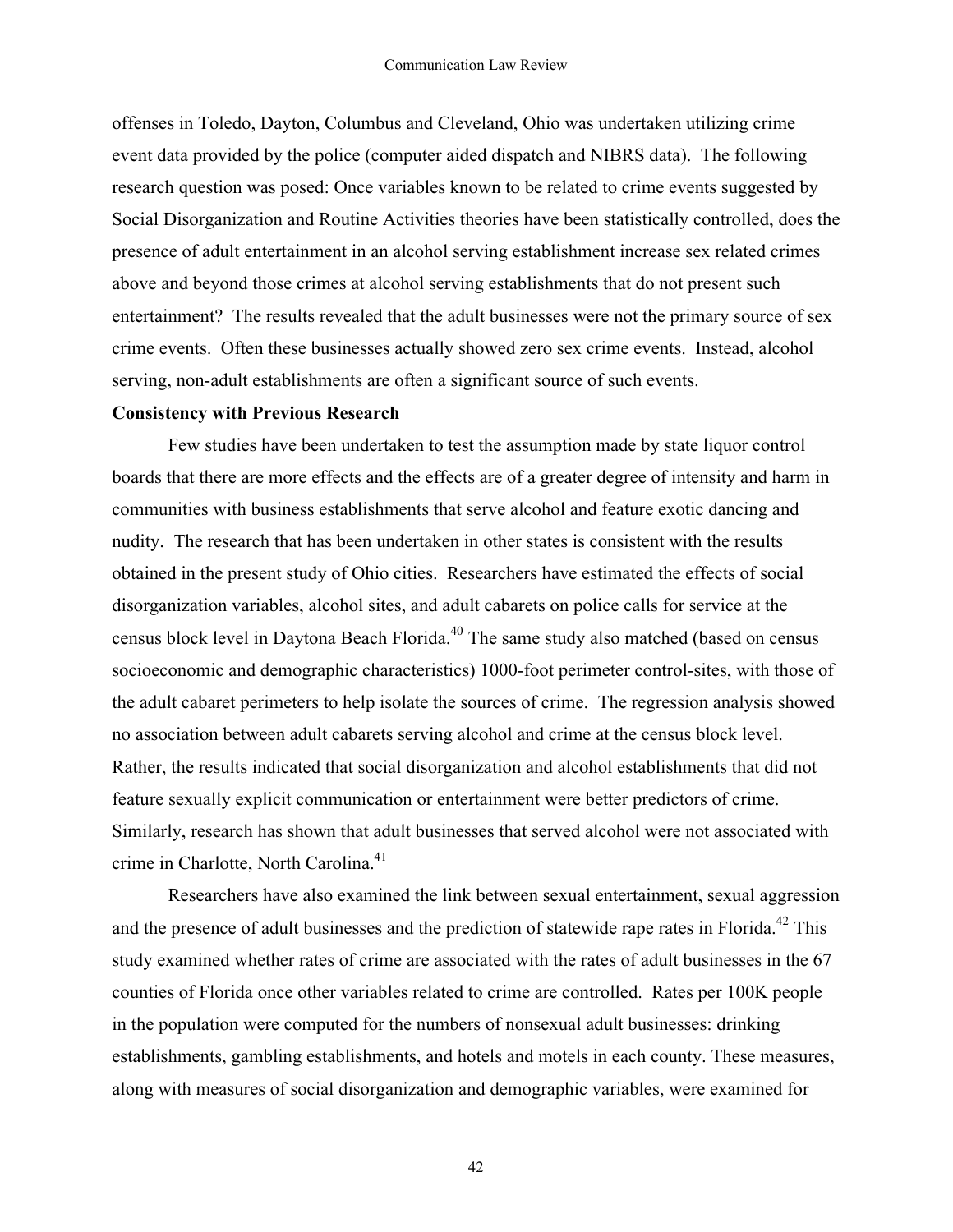offenses in Toledo, Dayton, Columbus and Cleveland, Ohio was undertaken utilizing crime event data provided by the police (computer aided dispatch and NIBRS data). The following research question was posed: Once variables known to be related to crime events suggested by Social Disorganization and Routine Activities theories have been statistically controlled, does the presence of adult entertainment in an alcohol serving establishment increase sex related crimes above and beyond those crimes at alcohol serving establishments that do not present such entertainment? The results revealed that the adult businesses were not the primary source of sex crime events. Often these businesses actually showed zero sex crime events. Instead, alcohol serving, non-adult establishments are often a significant source of such events.

**Consistency with Previous Research**

Few studies have been undertaken to test the assumption made by state liquor control boards that there are more effects and the effects are of a greater degree of intensity and harm in communities with business establishments that serve alcohol and feature exotic dancing and nudity. The research that has been undertaken in other states is consistent with the results obtained in the present study of Ohio cities. Researchers have estimated the effects of social disorganization variables, alcohol sites, and adult cabarets on police calls for service at the census block level in Daytona Beach Florida.[40] The same study also matched (based on census socioeconomic and demographic characteristics) 1000-foot perimeter control-sites, with those of the adult cabaret perimeters to help isolate the sources of crime. The regression analysis showed no association between adult cabarets serving alcohol and crime at the census block level. Rather, the results indicated that social disorganization and alcohol establishments that did not feature sexually explicit communication or entertainment were better predictors of crime. Similarly, research has shown that adult businesses that served alcohol were not associated with crime in Charlotte, North Carolina.[41]

Researchers have also examined the link between sexual entertainment, sexual aggression and the presence of adult businesses and the prediction of statewide rape rates in Florida.[42] This study examined whether rates of crime are associated with the rates of adult businesses in the 67 counties of Florida once other variables related to crime are controlled. Rates per 100K people in the population were computed for the numbers of nonsexual adult businesses: drinking establishments, gambling establishments, and hotels and motels in each county. These measures, along with measures of social disorganization and demographic variables, were examined for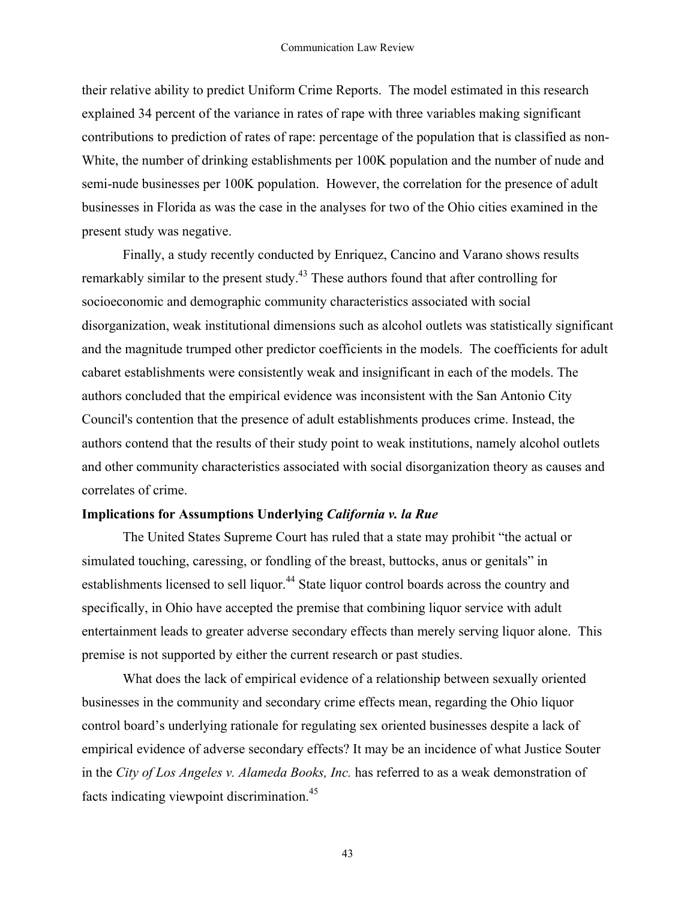their relative ability to predict Uniform Crime Reports. The model estimated in this research explained 34 percent of the variance in rates of rape with three variables making significant contributions to prediction of rates of rape: percentage of the population that is classified as non-White, the number of drinking establishments per 100K population and the number of nude and semi-nude businesses per 100K population. However, the correlation for the presence of adult businesses in Florida as was the case in the analyses for two of the Ohio cities examined in the present study was negative.

Finally, a study recently conducted by Enriquez, Cancino and Varano shows results remarkably similar to the present study.[43] These authors found that after controlling for socioeconomic and demographic community characteristics associated with social disorganization, weak institutional dimensions such as alcohol outlets was statistically significant and the magnitude trumped other predictor coefficients in the models. The coefficients for adult cabaret establishments were consistently weak and insignificant in each of the models. The authors concluded that the empirical evidence was inconsistent with the San Antonio City Council's contention that the presence of adult establishments produces crime. Instead, the authors contend that the results of their study point to weak institutions, namely alcohol outlets and other community characteristics associated with social disorganization theory as causes and correlates of crime.

**Implications for Assumptions Underlying *California v. la Rue***

The United States Supreme Court has ruled that a state may prohibit "the actual or simulated touching, caressing, or fondling of the breast, buttocks, anus or genitals" in establishments licensed to sell liquor.[44] State liquor control boards across the country and specifically, in Ohio have accepted the premise that combining liquor service with adult entertainment leads to greater adverse secondary effects than merely serving liquor alone. This premise is not supported by either the current research or past studies.

What does the lack of empirical evidence of a relationship between sexually oriented businesses in the community and secondary crime effects mean, regarding the Ohio liquor control board's underlying rationale for regulating sex oriented businesses despite a lack of empirical evidence of adverse secondary effects? It may be an incidence of what Justice Souter in the *City of Los Angeles v. Alameda Books, Inc.* has referred to as a weak demonstration of facts indicating viewpoint discrimination.[45]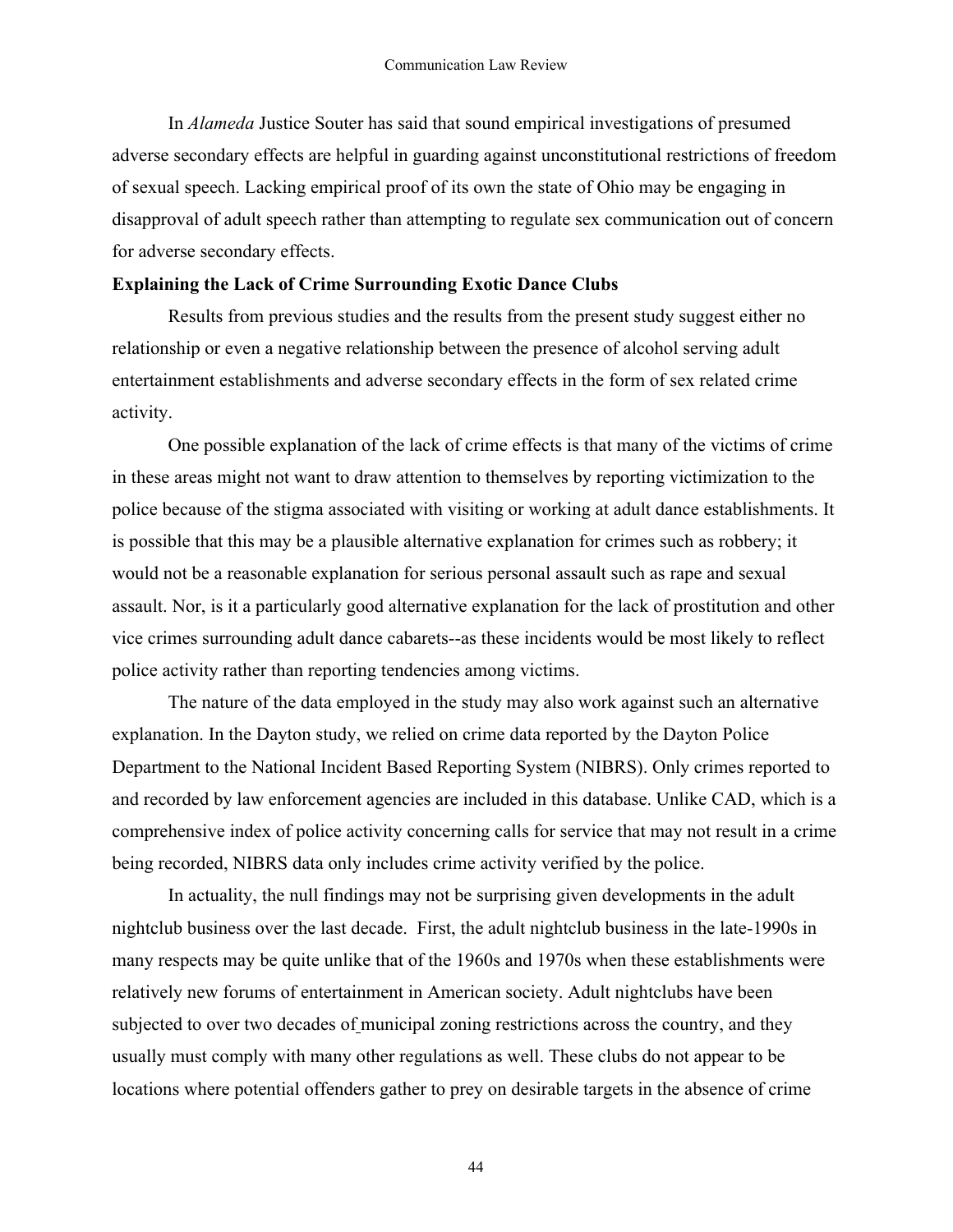In *Alameda* Justice Souter has said that sound empirical investigations of presumed adverse secondary effects are helpful in guarding against unconstitutional restrictions of freedom of sexual speech. Lacking empirical proof of its own the state of Ohio may be engaging in disapproval of adult speech rather than attempting to regulate sex communication out of concern for adverse secondary effects.

**Explaining the Lack of Crime Surrounding Exotic Dance Clubs**

Results from previous studies and the results from the present study suggest either no relationship or even a negative relationship between the presence of alcohol serving adult entertainment establishments and adverse secondary effects in the form of sex related crime activity.

One possible explanation of the lack of crime effects is that many of the victims of crime in these areas might not want to draw attention to themselves by reporting victimization to the police because of the stigma associated with visiting or working at adult dance establishments. It is possible that this may be a plausible alternative explanation for crimes such as robbery; it would not be a reasonable explanation for serious personal assault such as rape and sexual assault. Nor, is it a particularly good alternative explanation for the lack of prostitution and other vice crimes surrounding adult dance cabarets--as these incidents would be most likely to reflect police activity rather than reporting tendencies among victims.

The nature of the data employed in the study may also work against such an alternative explanation. In the Dayton study, we relied on crime data reported by the Dayton Police Department to the National Incident Based Reporting System (NIBRS). Only crimes reported to and recorded by law enforcement agencies are included in this database. Unlike CAD, which is a comprehensive index of police activity concerning calls for service that may not result in a crime being recorded, NIBRS data only includes crime activity verified by the police.

In actuality, the null findings may not be surprising given developments in the adult nightclub business over the last decade. First, the adult nightclub business in the late-1990s in many respects may be quite unlike that of the 1960s and 1970s when these establishments were relatively new forums of entertainment in American society. Adult nightclubs have been subjected to over two decades of municipal zoning restrictions across the country, and they usually must comply with many other regulations as well. These clubs do not appear to be locations where potential offenders gather to prey on desirable targets in the absence of crime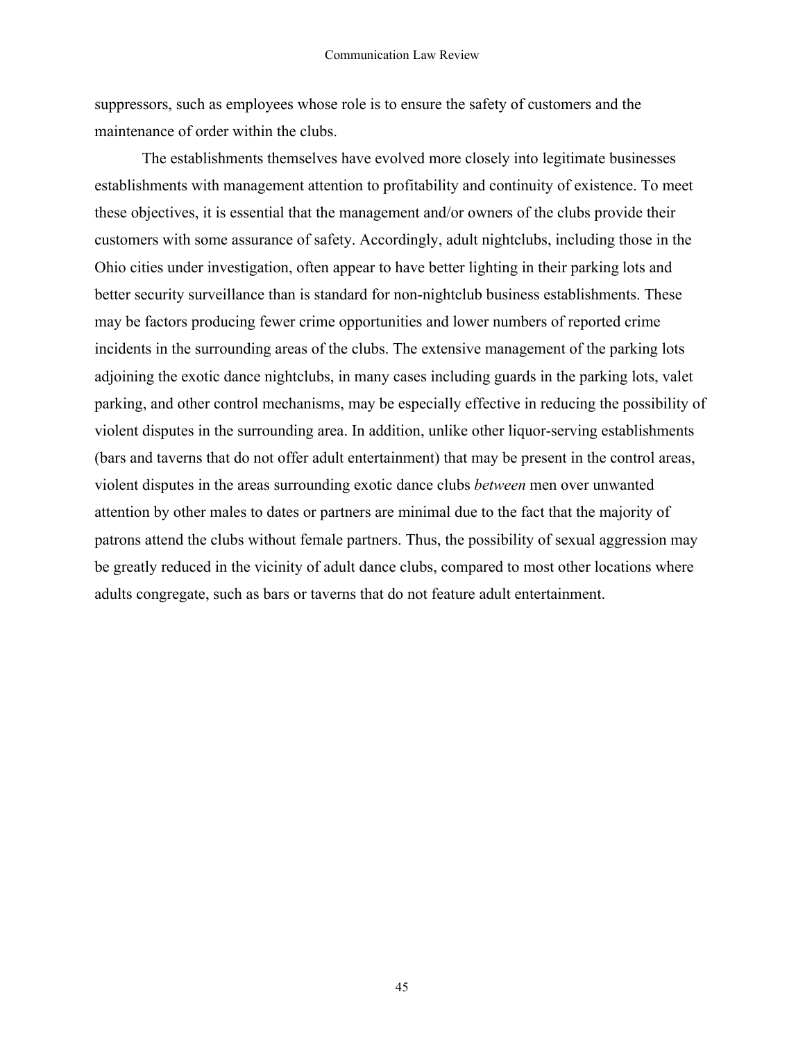suppressors, such as employees whose role is to ensure the safety of customers and the maintenance of order within the clubs.

The establishments themselves have evolved more closely into legitimate businesses establishments with management attention to profitability and continuity of existence. To meet these objectives, it is essential that the management and/or owners of the clubs provide their customers with some assurance of safety. Accordingly, adult nightclubs, including those in the Ohio cities under investigation, often appear to have better lighting in their parking lots and better security surveillance than is standard for non-nightclub business establishments. These may be factors producing fewer crime opportunities and lower numbers of reported crime incidents in the surrounding areas of the clubs. The extensive management of the parking lots adjoining the exotic dance nightclubs, in many cases including guards in the parking lots, valet parking, and other control mechanisms, may be especially effective in reducing the possibility of violent disputes in the surrounding area. In addition, unlike other liquor-serving establishments (bars and taverns that do not offer adult entertainment) that may be present in the control areas, violent disputes in the areas surrounding exotic dance clubs *between* men over unwanted attention by other males to dates or partners are minimal due to the fact that the majority of patrons attend the clubs without female partners. Thus, the possibility of sexual aggression may be greatly reduced in the vicinity of adult dance clubs, compared to most other locations where adults congregate, such as bars or taverns that do not feature adult entertainment.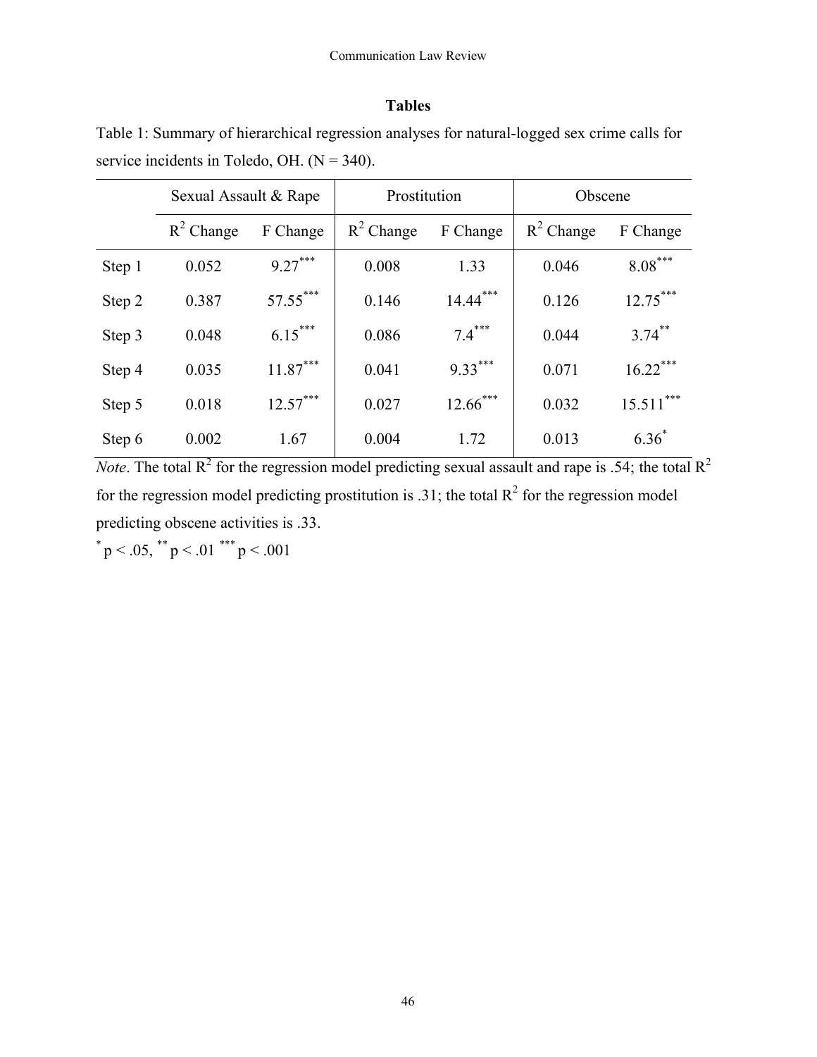## Tables

Table 1: Summary of hierarchical regression analyses for natural-logged sex crime calls for service incidents in Toledo, OH. (N = 340).

| | Sexual Assault & Rape | | Prostitution | | Obscene | |
|---|---|---|---|---|---|---|
| | $R^2$ Change | F Change | $R^2$ Change | F Change | $R^2$ Change | F Change |
| Step 1 | 0.052 | 9.27*** | 0.008 | 1.33 | 0.046 | 8.08*** |
| Step 2 | 0.387 | 57.55*** | 0.146 | 14.44*** | 0.126 | 12.75*** |
| Step 3 | 0.048 | 6.15*** | 0.086 | 7.4*** | 0.044 | 3.74** |
| Step 4 | 0.035 | 11.87*** | 0.041 | 9.33*** | 0.071 | 16.22*** |
| Step 5 | 0.018 | 12.57*** | 0.027 | 12.66*** | 0.032 | 15.511*** |
| Step 6 | 0.002 | 1.67 | 0.004 | 1.72 | 0.013 | 6.36* |

*Note*. The total $R^2$ for the regression model predicting sexual assault and rape is .54; the total $R^2$ for the regression model predicting prostitution is .31; the total $R^2$ for the regression model predicting obscene activities is .33.

\* $p < .05$, ** $p < .01$ *** $p < .001$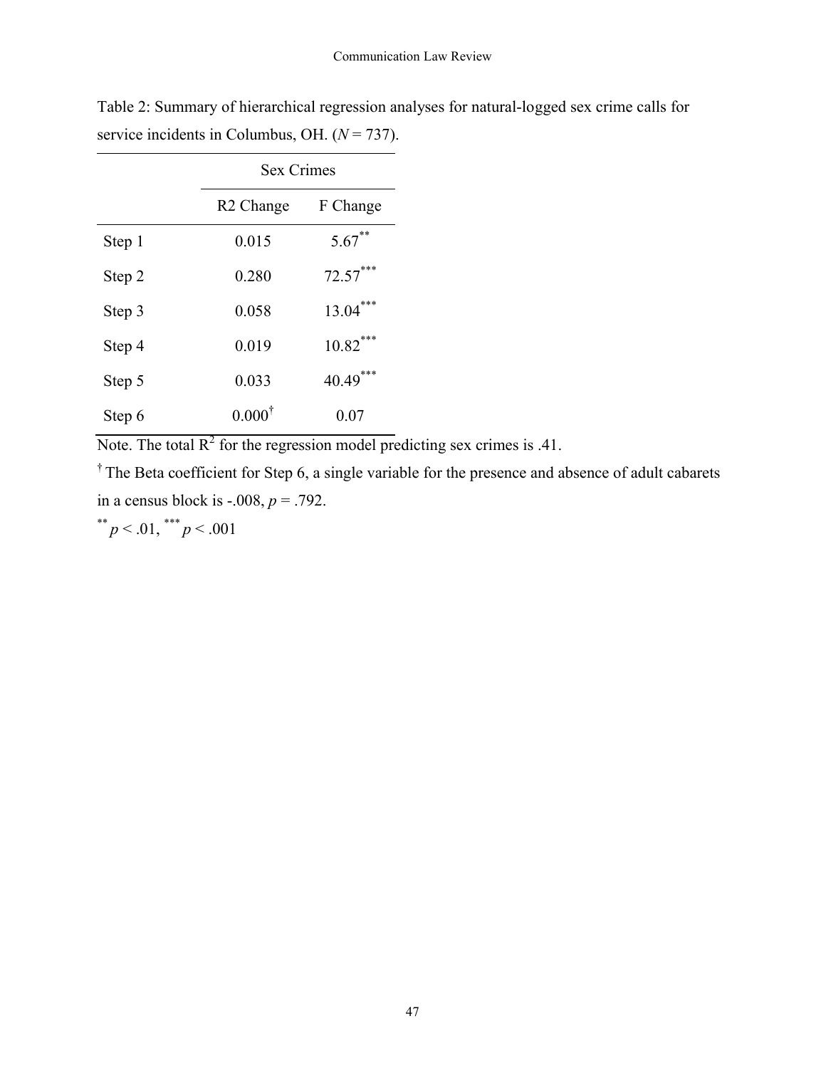Table 2: Summary of hierarchical regression analyses for natural-logged sex crime calls for service incidents in Columbus, OH. ($N$ = 737).

| | Sex Crimes | |
|---|---|---|
| | R2 Change | F Change |
| Step 1 | 0.015 | 5.67** |
| Step 2 | 0.280 | 72.57*** |
| Step 3 | 0.058 | 13.04*** |
| Step 4 | 0.019 | 10.82*** |
| Step 5 | 0.033 | 40.49*** |
| Step 6 | 0.000† | 0.07 |

Note. The total $R^2$ for the regression model predicting sex crimes is .41.

† The Beta coefficient for Step 6, a single variable for the presence and absence of adult cabarets in a census block is -.008, $p$ = .792.

** $p < .01$, *** $p < .001$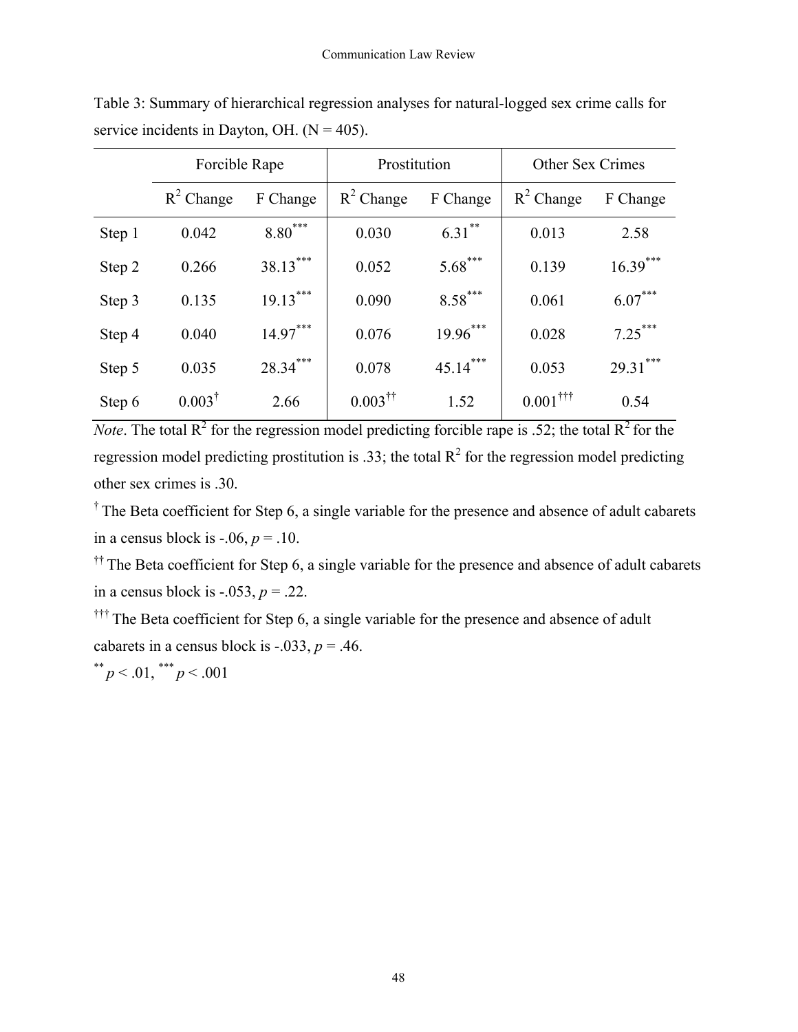Table 3: Summary of hierarchical regression analyses for natural-logged sex crime calls for service incidents in Dayton, OH. (N = 405).

| | Forcible Rape | | Prostitution | | Other Sex Crimes | |
|---|---|---|---|---|---|---|
| | $R^2$ Change | F Change | $R^2$ Change | F Change | $R^2$ Change | F Change |
| Step 1 | 0.042 | 8.80*** | 0.030 | 6.31** | 0.013 | 2.58 |
| Step 2 | 0.266 | 38.13*** | 0.052 | 5.68*** | 0.139 | 16.39*** |
| Step 3 | 0.135 | 19.13*** | 0.090 | 8.58*** | 0.061 | 6.07*** |
| Step 4 | 0.040 | 14.97*** | 0.076 | 19.96*** | 0.028 | 7.25*** |
| Step 5 | 0.035 | 28.34*** | 0.078 | 45.14*** | 0.053 | 29.31*** |
| Step 6 | 0.003† | 2.66 | 0.003†† | 1.52 | 0.001††† | 0.54 |

*Note*. The total $R^2$ for the regression model predicting forcible rape is .52; the total $R^2$ for the regression model predicting prostitution is .33; the total $R^2$ for the regression model predicting other sex crimes is .30.

† The Beta coefficient for Step 6, a single variable for the presence and absence of adult cabarets in a census block is -.06, $p = .10$.

†† The Beta coefficient for Step 6, a single variable for the presence and absence of adult cabarets in a census block is -.053, $p = .22$.

††† The Beta coefficient for Step 6, a single variable for the presence and absence of adult cabarets in a census block is -.033, $p = .46$.

** $p < .01$, *** $p < .001$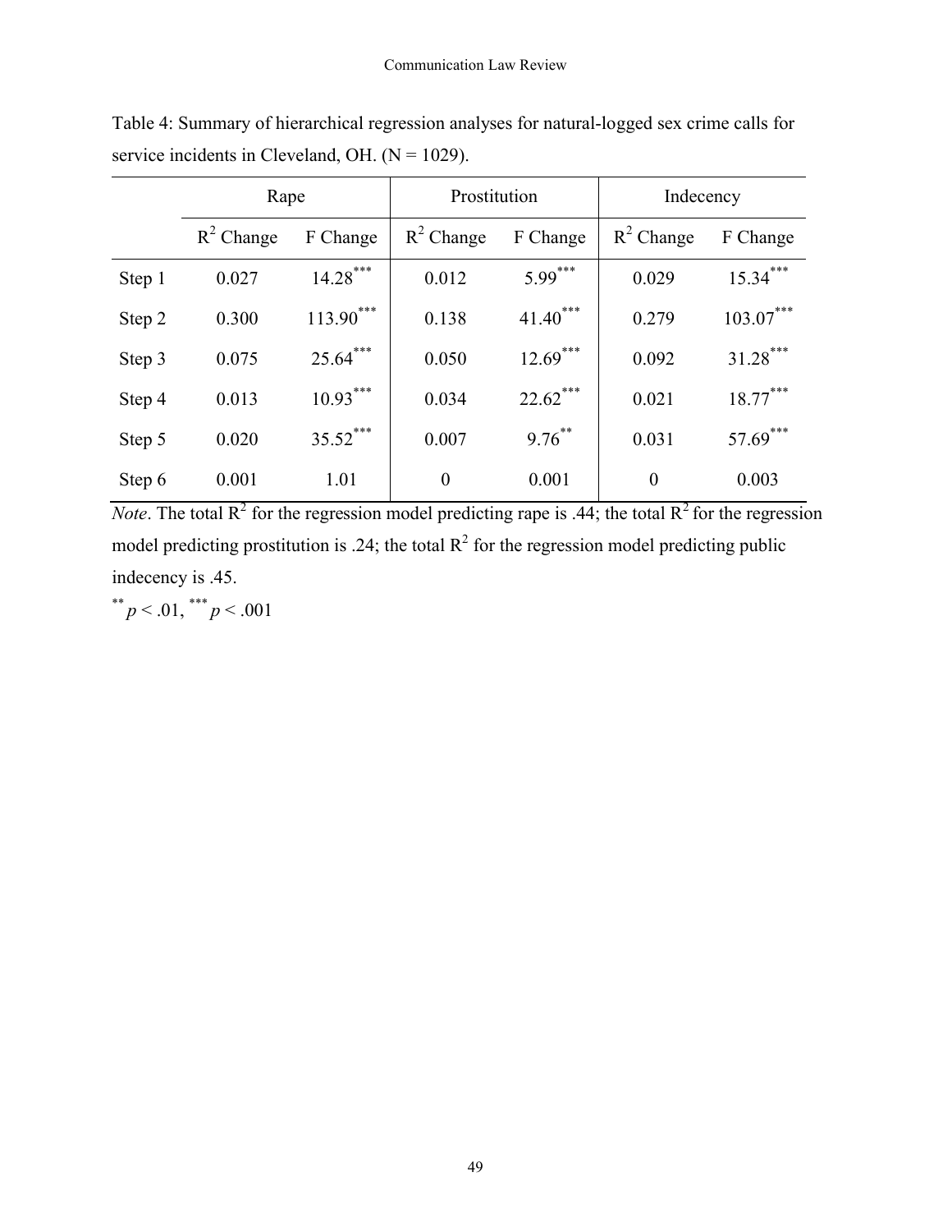Table 4: Summary of hierarchical regression analyses for natural-logged sex crime calls for service incidents in Cleveland, OH. (N = 1029).

| | Rape | | Prostitution | | Indecency | |
|---|---|---|---|---|---|---|
| | $R^2$ Change | F Change | $R^2$ Change | F Change | $R^2$ Change | F Change |
| Step 1 | 0.027 | 14.28*** | 0.012 | 5.99*** | 0.029 | 15.34*** |
| Step 2 | 0.300 | 113.90*** | 0.138 | 41.40*** | 0.279 | 103.07*** |
| Step 3 | 0.075 | 25.64*** | 0.050 | 12.69*** | 0.092 | 31.28*** |
| Step 4 | 0.013 | 10.93*** | 0.034 | 22.62*** | 0.021 | 18.77*** |
| Step 5 | 0.020 | 35.52*** | 0.007 | 9.76** | 0.031 | 57.69*** |
| Step 6 | 0.001 | 1.01 | 0 | 0.001 | 0 | 0.003 |

*Note*. The total $R^2$ for the regression model predicting rape is .44; the total $R^2$ for the regression model predicting prostitution is .24; the total $R^2$ for the regression model predicting public indecency is .45.

** $p < .01$, *** $p < .001$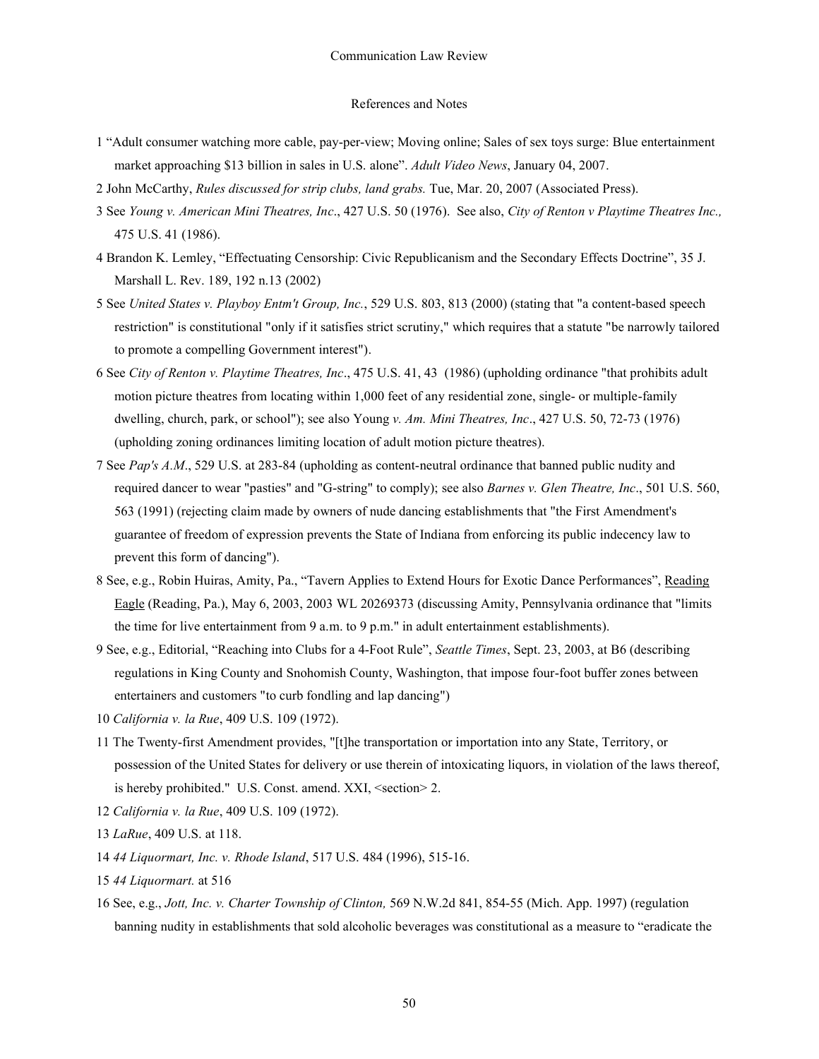## References and Notes

1 "Adult consumer watching more cable, pay-per-view; Moving online; Sales of sex toys surge: Blue entertainment market approaching $13 billion in sales in U.S. alone". *Adult Video News*, January 04, 2007.

2 John McCarthy, *Rules discussed for strip clubs, land grabs.* Tue, Mar. 20, 2007 (Associated Press).

3 See *Young v. American Mini Theatres, Inc*., 427 U.S. 50 (1976). See also, *City of Renton v Playtime Theatres Inc.,* 475 U.S. 41 (1986).

4 Brandon K. Lemley, "Effectuating Censorship: Civic Republicanism and the Secondary Effects Doctrine", 35 J. Marshall L. Rev. 189, 192 n.13 (2002)

5 See *United States v. Playboy Entm't Group, Inc.*, 529 U.S. 803, 813 (2000) (stating that "a content-based speech restriction" is constitutional "only if it satisfies strict scrutiny," which requires that a statute "be narrowly tailored to promote a compelling Government interest").

6 See *City of Renton v. Playtime Theatres, Inc*., 475 U.S. 41, 43 (1986) (upholding ordinance "that prohibits adult motion picture theatres from locating within 1,000 feet of any residential zone, single- or multiple-family dwelling, church, park, or school"); see also Young *v. Am. Mini Theatres, Inc*., 427 U.S. 50, 72-73 (1976) (upholding zoning ordinances limiting location of adult motion picture theatres).

7 See *Pap's A.M*., 529 U.S. at 283-84 (upholding as content-neutral ordinance that banned public nudity and required dancer to wear "pasties" and "G-string" to comply); see also *Barnes v. Glen Theatre, Inc*., 501 U.S. 560, 563 (1991) (rejecting claim made by owners of nude dancing establishments that "the First Amendment's guarantee of freedom of expression prevents the State of Indiana from enforcing its public indecency law to prevent this form of dancing").

8 See, e.g., Robin Huiras, Amity, Pa., "Tavern Applies to Extend Hours for Exotic Dance Performances", Reading Eagle (Reading, Pa.), May 6, 2003, 2003 WL 20269373 (discussing Amity, Pennsylvania ordinance that "limits the time for live entertainment from 9 a.m. to 9 p.m." in adult entertainment establishments).

9 See, e.g., Editorial, "Reaching into Clubs for a 4-Foot Rule", *Seattle Times*, Sept. 23, 2003, at B6 (describing regulations in King County and Snohomish County, Washington, that impose four-foot buffer zones between entertainers and customers "to curb fondling and lap dancing")

10 *California v. la Rue*, 409 U.S. 109 (1972).

11 The Twenty-first Amendment provides, "[t]he transportation or importation into any State, Territory, or possession of the United States for delivery or use therein of intoxicating liquors, in violation of the laws thereof, is hereby prohibited." U.S. Const. amend. XXI, <section> 2.

12 *California v. la Rue*, 409 U.S. 109 (1972).

13 *LaRue*, 409 U.S. at 118.

14 *44 Liquormart, Inc. v. Rhode Island*, 517 U.S. 484 (1996), 515-16.

15 *44 Liquormart.* at 516

16 See, e.g., *Jott, Inc. v. Charter Township of Clinton,* 569 N.W.2d 841, 854-55 (Mich. App. 1997) (regulation banning nudity in establishments that sold alcoholic beverages was constitutional as a measure to "eradicate the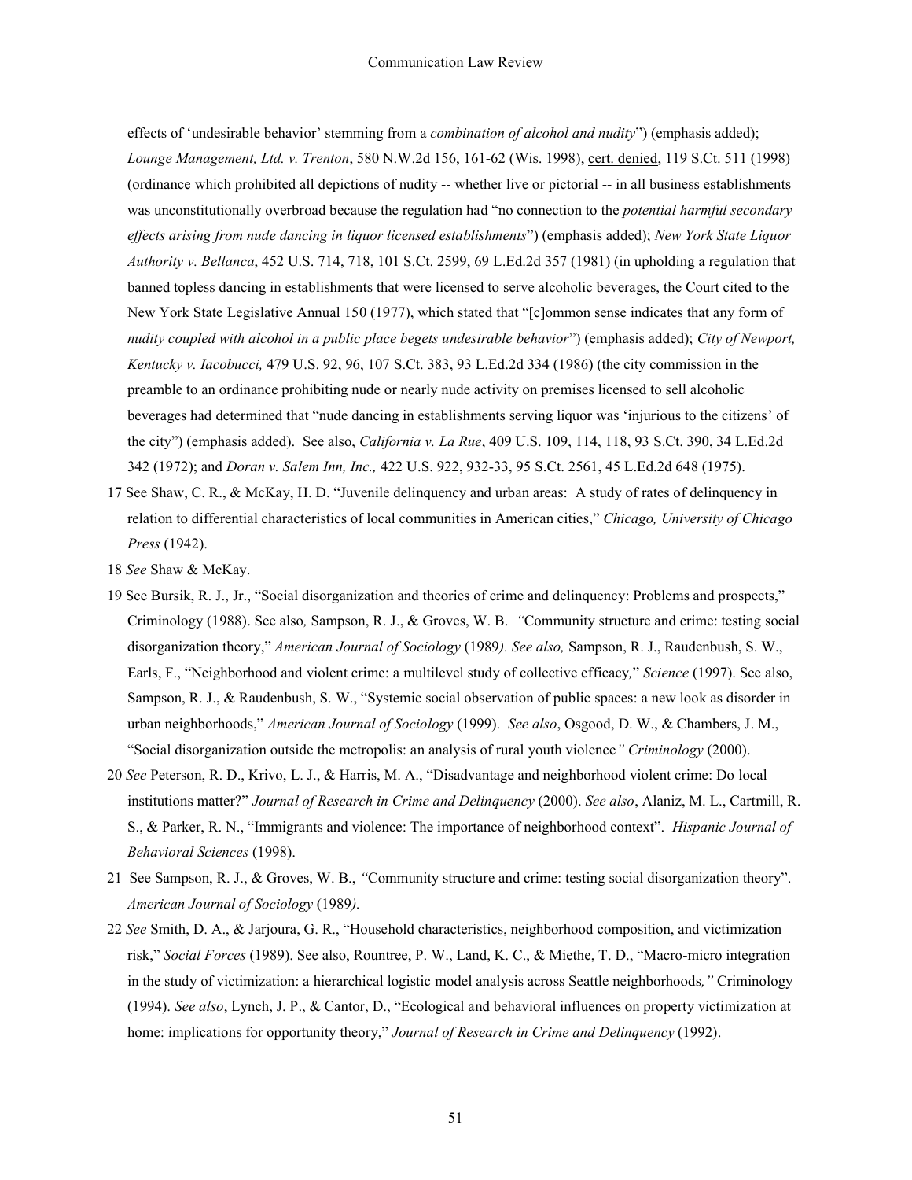effects of 'undesirable behavior' stemming from a *combination of alcohol and nudity*") (emphasis added); *Lounge Management, Ltd. v. Trenton*, 580 N.W.2d 156, 161-62 (Wis. 1998), cert. denied, 119 S.Ct. 511 (1998) (ordinance which prohibited all depictions of nudity -- whether live or pictorial -- in all business establishments was unconstitutionally overbroad because the regulation had "no connection to the *potential harmful secondary effects arising from nude dancing in liquor licensed establishments*") (emphasis added); *New York State Liquor Authority v. Bellanca*, 452 U.S. 714, 718, 101 S.Ct. 2599, 69 L.Ed.2d 357 (1981) (in upholding a regulation that banned topless dancing in establishments that were licensed to serve alcoholic beverages, the Court cited to the New York State Legislative Annual 150 (1977), which stated that "[c]ommon sense indicates that any form of *nudity coupled with alcohol in a public place begets undesirable behavior*") (emphasis added); *City of Newport, Kentucky v. Iacobucci,* 479 U.S. 92, 96, 107 S.Ct. 383, 93 L.Ed.2d 334 (1986) (the city commission in the preamble to an ordinance prohibiting nude or nearly nude activity on premises licensed to sell alcoholic beverages had determined that "nude dancing in establishments serving liquor was 'injurious to the citizens' of the city") (emphasis added). See also, *California v. La Rue*, 409 U.S. 109, 114, 118, 93 S.Ct. 390, 34 L.Ed.2d 342 (1972); and *Doran v. Salem Inn, Inc.,* 422 U.S. 922, 932-33, 95 S.Ct. 2561, 45 L.Ed.2d 648 (1975).

17 See Shaw, C. R., & McKay, H. D. "Juvenile delinquency and urban areas: A study of rates of delinquency in relation to differential characteristics of local communities in American cities," *Chicago, University of Chicago Press* (1942).

18 *See* Shaw & McKay.

19 See Bursik, R. J., Jr., "Social disorganization and theories of crime and delinquency: Problems and prospects," Criminology (1988). See also*,* Sampson, R. J., & Groves, W. B. *"*Community structure and crime: testing social disorganization theory," *American Journal of Sociology* (1989*). See also,* Sampson, R. J., Raudenbush, S. W., Earls, F., "Neighborhood and violent crime: a multilevel study of collective efficacy*,*" *Science* (1997). See also, Sampson, R. J., & Raudenbush, S. W., "Systemic social observation of public spaces: a new look as disorder in urban neighborhoods," *American Journal of Sociology* (1999). *See also*, Osgood, D. W., & Chambers, J. M., "Social disorganization outside the metropolis: an analysis of rural youth violence*" Criminology* (2000).

20 *See* Peterson, R. D., Krivo, L. J., & Harris, M. A., "Disadvantage and neighborhood violent crime: Do local institutions matter?" *Journal of Research in Crime and Delinquency* (2000). *See also*, Alaniz, M. L., Cartmill, R. S., & Parker, R. N., "Immigrants and violence: The importance of neighborhood context". *Hispanic Journal of Behavioral Sciences* (1998).

21 See Sampson, R. J., & Groves, W. B., *"*Community structure and crime: testing social disorganization theory". *American Journal of Sociology* (1989*).*

22 *See* Smith, D. A., & Jarjoura, G. R., "Household characteristics, neighborhood composition, and victimization risk," *Social Forces* (1989). See also, Rountree, P. W., Land, K. C., & Miethe, T. D., "Macro-micro integration in the study of victimization: a hierarchical logistic model analysis across Seattle neighborhoods*,"* Criminology (1994). *See also*, Lynch, J. P., & Cantor, D., "Ecological and behavioral influences on property victimization at home: implications for opportunity theory," *Journal of Research in Crime and Delinquency* (1992).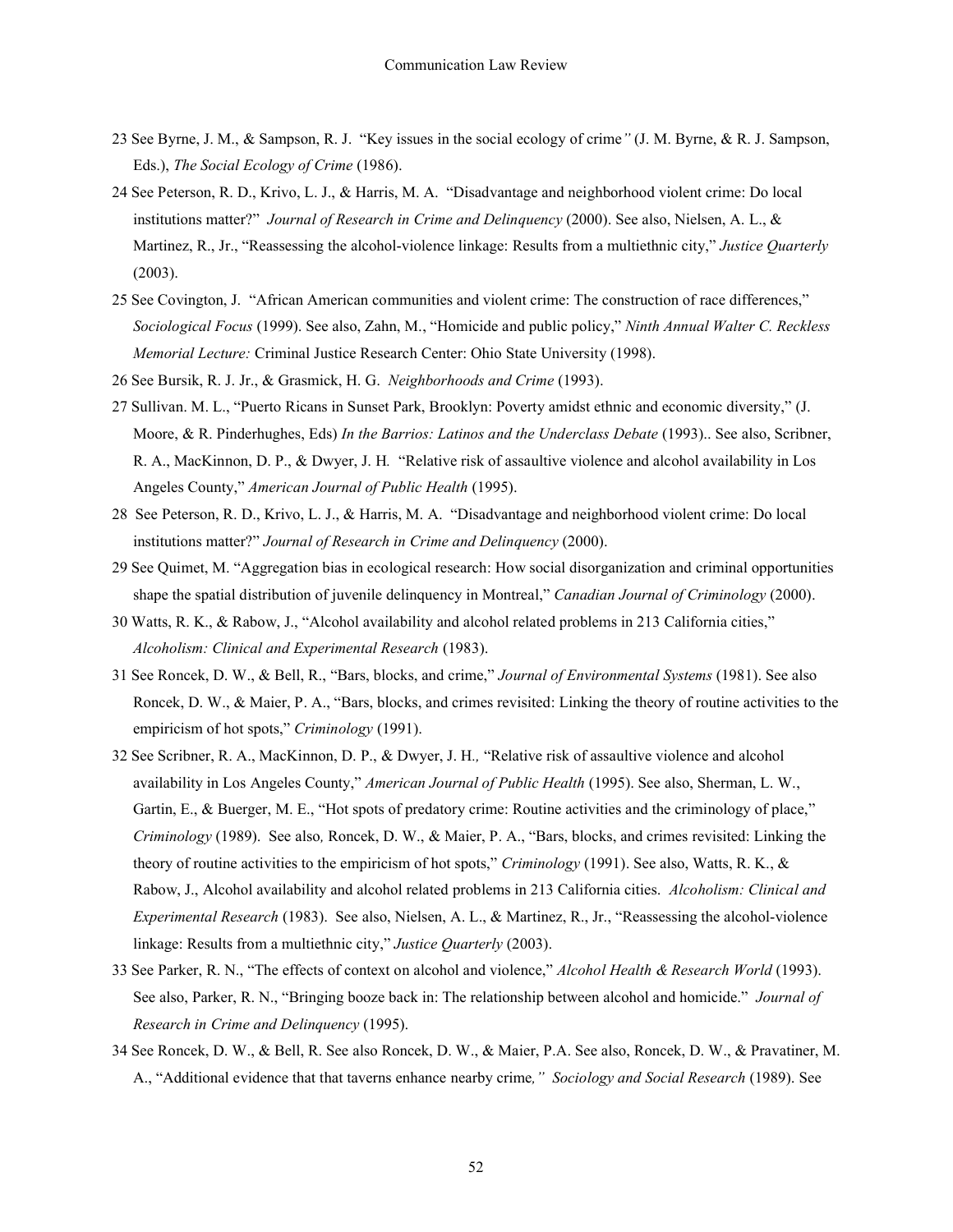23 See Byrne, J. M., & Sampson, R. J. "Key issues in the social ecology of crime*"* (J. M. Byrne, & R. J. Sampson, Eds.), *The Social Ecology of Crime* (1986).

24 See Peterson, R. D., Krivo, L. J., & Harris, M. A. "Disadvantage and neighborhood violent crime: Do local institutions matter?" *Journal of Research in Crime and Delinquency* (2000). See also, Nielsen, A. L., & Martinez, R., Jr., "Reassessing the alcohol-violence linkage: Results from a multiethnic city," *Justice Quarterly* (2003).

25 See Covington, J. "African American communities and violent crime: The construction of race differences," *Sociological Focus* (1999). See also, Zahn, M., "Homicide and public policy," *Ninth Annual Walter C. Reckless Memorial Lecture:* Criminal Justice Research Center: Ohio State University (1998).

26 See Bursik, R. J. Jr., & Grasmick, H. G. *Neighborhoods and Crime* (1993).

27 Sullivan. M. L., "Puerto Ricans in Sunset Park, Brooklyn: Poverty amidst ethnic and economic diversity," (J. Moore, & R. Pinderhughes, Eds) *In the Barrios: Latinos and the Underclass Debate* (1993).. See also, Scribner, R. A., MacKinnon, D. P., & Dwyer, J. H*.* "Relative risk of assaultive violence and alcohol availability in Los Angeles County," *American Journal of Public Health* (1995).

28 See Peterson, R. D., Krivo, L. J., & Harris, M. A. "Disadvantage and neighborhood violent crime: Do local institutions matter?" *Journal of Research in Crime and Delinquency* (2000).

29 See Quimet, M. "Aggregation bias in ecological research: How social disorganization and criminal opportunities shape the spatial distribution of juvenile delinquency in Montreal," *Canadian Journal of Criminology* (2000).

30 Watts, R. K., & Rabow, J., "Alcohol availability and alcohol related problems in 213 California cities," *Alcoholism: Clinical and Experimental Research* (1983).

31 See Roncek, D. W., & Bell, R., "Bars, blocks, and crime," *Journal of Environmental Systems* (1981). See also Roncek, D. W., & Maier, P. A., "Bars, blocks, and crimes revisited: Linking the theory of routine activities to the empiricism of hot spots," *Criminology* (1991).

32 See Scribner, R. A., MacKinnon, D. P., & Dwyer, J. H*.,* "Relative risk of assaultive violence and alcohol availability in Los Angeles County," *American Journal of Public Health* (1995). See also, Sherman, L. W., Gartin, E., & Buerger, M. E., "Hot spots of predatory crime: Routine activities and the criminology of place," *Criminology* (1989). See also*,* Roncek, D. W., & Maier, P. A., "Bars, blocks, and crimes revisited: Linking the theory of routine activities to the empiricism of hot spots," *Criminology* (1991). See also, Watts, R. K., & Rabow, J., Alcohol availability and alcohol related problems in 213 California cities. *Alcoholism: Clinical and Experimental Research* (1983). See also, Nielsen, A. L., & Martinez, R., Jr., "Reassessing the alcohol-violence linkage: Results from a multiethnic city," *Justice Quarterly* (2003).

33 See Parker, R. N., "The effects of context on alcohol and violence," *Alcohol Health & Research World* (1993). See also, Parker, R. N., "Bringing booze back in: The relationship between alcohol and homicide." *Journal of Research in Crime and Delinquency* (1995).

34 See Roncek, D. W., & Bell, R. See also Roncek, D. W., & Maier, P.A. See also, Roncek, D. W., & Pravatiner, M. A., "Additional evidence that that taverns enhance nearby crime*," Sociology and Social Research* (1989). See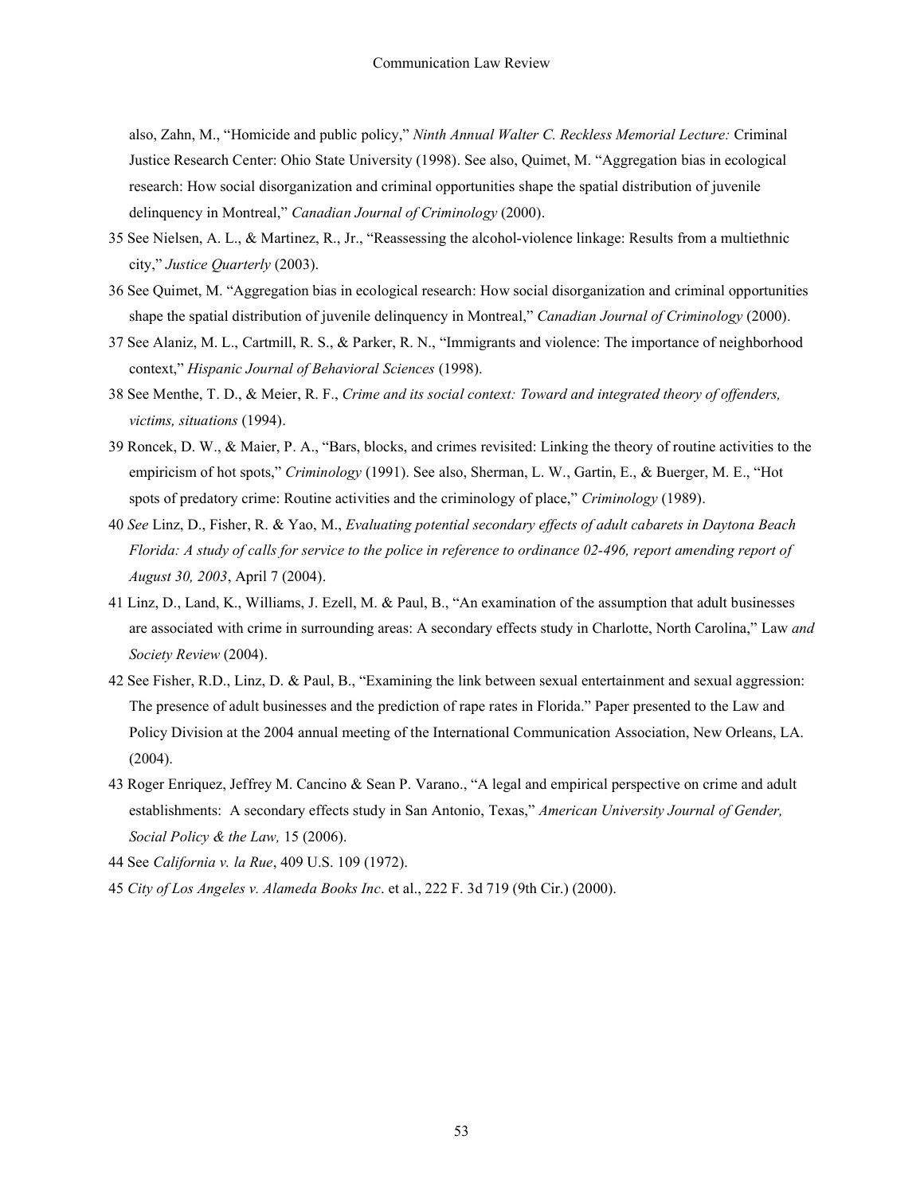also, Zahn, M., "Homicide and public policy," *Ninth Annual Walter C. Reckless Memorial Lecture:* Criminal Justice Research Center: Ohio State University (1998). See also, Quimet, M. "Aggregation bias in ecological research: How social disorganization and criminal opportunities shape the spatial distribution of juvenile delinquency in Montreal," *Canadian Journal of Criminology* (2000).

35 See Nielsen, A. L., & Martinez, R., Jr., "Reassessing the alcohol-violence linkage: Results from a multiethnic city," *Justice Quarterly* (2003).

36 See Quimet, M. "Aggregation bias in ecological research: How social disorganization and criminal opportunities shape the spatial distribution of juvenile delinquency in Montreal," *Canadian Journal of Criminology* (2000).

37 See Alaniz, M. L., Cartmill, R. S., & Parker, R. N., "Immigrants and violence: The importance of neighborhood context," *Hispanic Journal of Behavioral Sciences* (1998).

38 See Menthe, T. D., & Meier, R. F., *Crime and its social context: Toward and integrated theory of offenders, victims, situations* (1994).

39 Roncek, D. W., & Maier, P. A., "Bars, blocks, and crimes revisited: Linking the theory of routine activities to the empiricism of hot spots," *Criminology* (1991). See also, Sherman, L. W., Gartin, E., & Buerger, M. E., "Hot spots of predatory crime: Routine activities and the criminology of place," *Criminology* (1989).

40 *See* Linz, D., Fisher, R. & Yao, M., *Evaluating potential secondary effects of adult cabarets in Daytona Beach Florida: A study of calls for service to the police in reference to ordinance 02-496, report amending report of August 30, 2003*, April 7 (2004).

41 Linz, D., Land, K., Williams, J. Ezell, M. & Paul, B., "An examination of the assumption that adult businesses are associated with crime in surrounding areas: A secondary effects study in Charlotte, North Carolina," Law *and Society Review* (2004).

42 See Fisher, R.D., Linz, D. & Paul, B., "Examining the link between sexual entertainment and sexual aggression: The presence of adult businesses and the prediction of rape rates in Florida." Paper presented to the Law and Policy Division at the 2004 annual meeting of the International Communication Association, New Orleans, LA. (2004).

43 Roger Enriquez, Jeffrey M. Cancino & Sean P. Varano., "A legal and empirical perspective on crime and adult establishments: A secondary effects study in San Antonio, Texas," *American University Journal of Gender, Social Policy & the Law,* 15 (2006).

44 See *California v. la Rue*, 409 U.S. 109 (1972).

45 *City of Los Angeles v. Alameda Books Inc*. et al., 222 F. 3d 719 (9th Cir.) (2000).